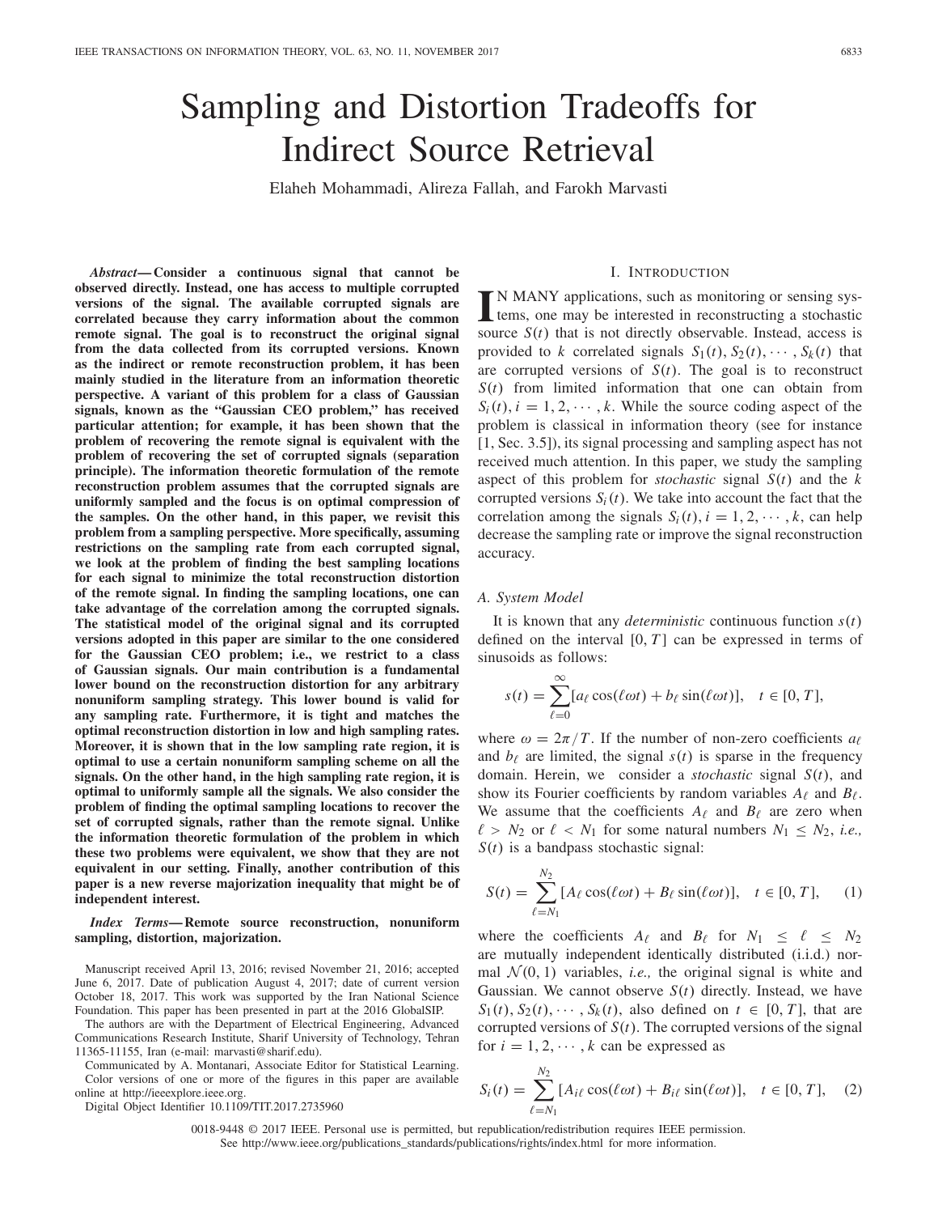# Sampling and Distortion Tradeoffs for Indirect Source Retrieval

Elaheh Mohammadi, Alireza Fallah, and Farokh Marvasti

***Abstract*— Consider a continuous signal that cannot be observed directly. Instead, one has access to multiple corrupted versions of the signal. The available corrupted signals are correlated because they carry information about the common remote signal. The goal is to reconstruct the original signal from the data collected from its corrupted versions. Known as the indirect or remote reconstruction problem, it has been mainly studied in the literature from an information theoretic perspective. A variant of this problem for a class of Gaussian signals, known as the "Gaussian CEO problem," has received particular attention; for example, it has been shown that the problem of recovering the remote signal is equivalent with the problem of recovering the set of corrupted signals (separation principle). The information theoretic formulation of the remote reconstruction problem assumes that the corrupted signals are uniformly sampled and the focus is on optimal compression of the samples. On the other hand, in this paper, we revisit this problem from a sampling perspective. More specifically, assuming restrictions on the sampling rate from each corrupted signal, we look at the problem of finding the best sampling locations for each signal to minimize the total reconstruction distortion of the remote signal. In finding the sampling locations, one can take advantage of the correlation among the corrupted signals. The statistical model of the original signal and its corrupted versions adopted in this paper are similar to the one considered for the Gaussian CEO problem; i.e., we restrict to a class of Gaussian signals. Our main contribution is a fundamental lower bound on the reconstruction distortion for any arbitrary nonuniform sampling strategy. This lower bound is valid for any sampling rate. Furthermore, it is tight and matches the optimal reconstruction distortion in low and high sampling rates. Moreover, it is shown that in the low sampling rate region, it is optimal to use a certain nonuniform sampling scheme on all the signals. On the other hand, in the high sampling rate region, it is optimal to uniformly sample all the signals. We also consider the problem of finding the optimal sampling locations to recover the set of corrupted signals, rather than the remote signal. Unlike the information theoretic formulation of the problem in which these two problems were equivalent, we show that they are not equivalent in our setting. Finally, another contribution of this paper is a new reverse majorization inequality that might be of independent interest.**

***Index Terms*— Remote source reconstruction, nonuniform sampling, distortion, majorization.**

Manuscript received April 13, 2016; revised November 21, 2016; accepted June 6, 2017. Date of publication August 4, 2017; date of current version October 18, 2017. This work was supported by the Iran National Science Foundation. This paper has been presented in part at the 2016 GlobalSIP.

The authors are with the Department of Electrical Engineering, Advanced Communications Research Institute, Sharif University of Technology, Tehran 11365-11155, Iran (e-mail: marvasti@sharif.edu).

Communicated by A. Montanari, Associate Editor for Statistical Learning.

Color versions of one or more of the figures in this paper are available online at http://ieeexplore.ieee.org.

Digital Object Identifier 10.1109/TIT.2017.2735960

## I. Introduction

In many applications, such as monitoring or sensing systems, one may be interested in reconstructing a stochastic source $S(t)$ that is not directly observable. Instead, access is provided to $k$ correlated signals $S_1(t), S_2(t), \cdots, S_k(t)$ that are corrupted versions of $S(t)$. The goal is to reconstruct $S(t)$ from limited information that one can obtain from $S_i(t), i = 1, 2, \cdots, k$. While the source coding aspect of the problem is classical in information theory (see for instance [1, Sec. 3.5]), its signal processing and sampling aspect has not received much attention. In this paper, we study the sampling aspect of this problem for *stochastic* signal $S(t)$ and the $k$ corrupted versions $S_i(t)$. We take into account the fact that the correlation among the signals $S_i(t), i = 1, 2, \cdots, k$, can help decrease the sampling rate or improve the signal reconstruction accuracy.

### A. System Model

It is known that any *deterministic* continuous function $s(t)$ defined on the interval $[0, T]$ can be expressed in terms of sinusoids as follows:

$$s(t) = \sum_{\ell=0}^{\infty} [a_\ell \cos(\ell\omega t) + b_\ell \sin(\ell\omega t)], \quad t \in [0, T],$$

where $\omega = 2\pi/T$. If the number of non-zero coefficients $a_\ell$ and $b_\ell$ are limited, the signal $s(t)$ is sparse in the frequency domain. Herein, we consider a *stochastic* signal $S(t)$, and show its Fourier coefficients by random variables $A_\ell$ and $B_\ell$. We assume that the coefficients $A_\ell$ and $B_\ell$ are zero when $\ell > N_2$ or $\ell < N_1$ for some natural numbers $N_1 \leq N_2$, *i.e.,* $S(t)$ is a bandpass stochastic signal:

$$S(t) = \sum_{\ell=N_1}^{N_2} [A_\ell \cos(\ell\omega t) + B_\ell \sin(\ell\omega t)], \quad t \in [0, T], \tag{1}$$

where the coefficients $A_\ell$ and $B_\ell$ for $N_1 \leq \ell \leq N_2$ are mutually independent identically distributed (i.i.d.) normal $\mathcal{N}(0, 1)$ variables, *i.e.,* the original signal is white and Gaussian. We cannot observe $S(t)$ directly. Instead, we have $S_1(t), S_2(t), \cdots, S_k(t)$, also defined on $t \in [0, T]$, that are corrupted versions of $S(t)$. The corrupted versions of the signal for $i = 1, 2, \cdots, k$ can be expressed as

$$S_i(t) = \sum_{\ell=N_1}^{N_2} [A_{i\ell} \cos(\ell\omega t) + B_{i\ell} \sin(\ell\omega t)], \quad t \in [0, T], \tag{2}$$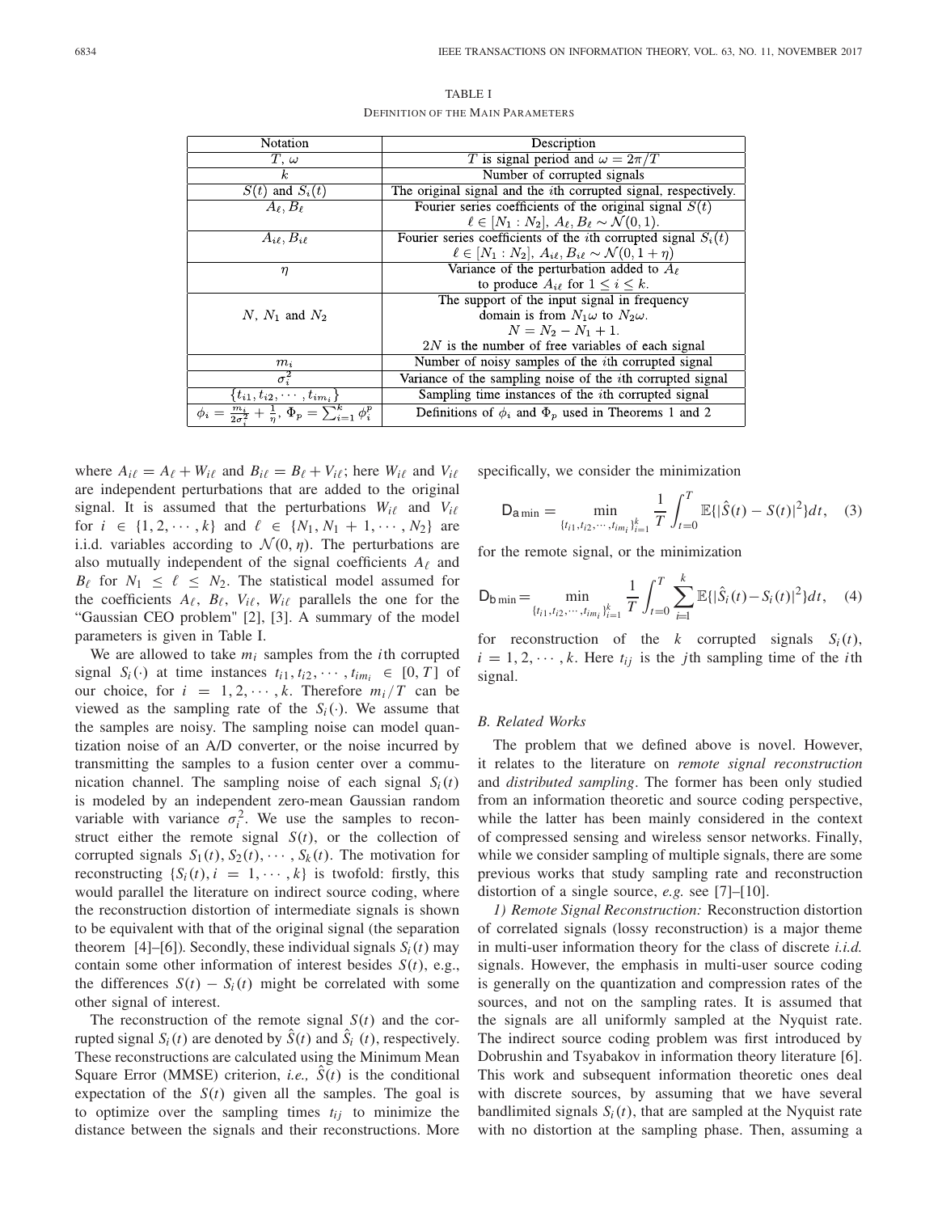TABLE I

DEFINITION OF THE MAIN PARAMETERS

| Notation | Description |
|---|---|
| $T$, $\omega$ | $T$ is signal period and $\omega = 2\pi/T$ |
| $k$ | Number of corrupted signals |
| $S(t)$ and $S_i(t)$ | The original signal and the $i$th corrupted signal, respectively. |
| $A_\ell, B_\ell$ | Fourier series coefficients of the original signal $S(t)$ $\ell \in [N_1 : N_2]$, $A_\ell, B_\ell \sim \mathcal{N}(0, 1)$. |
| $A_{i\ell}, B_{i\ell}$ | Fourier series coefficients of the $i$th corrupted signal $S_i(t)$ $\ell \in [N_1 : N_2]$, $A_{i\ell}, B_{i\ell} \sim \mathcal{N}(0, 1+\eta)$ |
| $\eta$ | Variance of the perturbation added to $A_\ell$ to produce $A_{i\ell}$ for $1 \le i \le k$. |
| $N$, $N_1$ and $N_2$ | The support of the input signal in frequency domain is from $N_1\omega$ to $N_2\omega$. $N = N_2 - N_1 + 1$. $2N$ is the number of free variables of each signal |
| $m_i$ | Number of noisy samples of the $i$th corrupted signal |
| $\sigma_i^2$ | Variance of the sampling noise of the $i$th corrupted signal |
| $\{t_{i1}, t_{i2}, \cdots, t_{im_i}\}$ | Sampling time instances of the $i$th corrupted signal |
| $\phi_i = \frac{m_i}{2\sigma_i^2} + \frac{1}{\eta}$, $\Phi_p = \sum_{i=1}^k \phi_i^p$ | Definitions of $\phi_i$ and $\Phi_p$ used in Theorems 1 and 2 |

where $A_{i\ell} = A_\ell + W_{i\ell}$ and $B_{i\ell} = B_\ell + V_{i\ell}$; here $W_{i\ell}$ and $V_{i\ell}$ are independent perturbations that are added to the original signal. It is assumed that the perturbations $W_{i\ell}$ and $V_{i\ell}$ for $i \in \{1, 2, \cdots, k\}$ and $\ell \in \{N_1, N_1+1, \cdots, N_2\}$ are i.i.d. variables according to $\mathcal{N}(0, \eta)$. The perturbations are also mutually independent of the signal coefficients $A_\ell$ and $B_\ell$ for $N_1 \le \ell \le N_2$. The statistical model assumed for the coefficients $A_\ell$, $B_\ell$, $V_{i\ell}$, $W_{i\ell}$ parallels the one for the "Gaussian CEO problem" [2], [3]. A summary of the model parameters is given in Table I.

We are allowed to take $m_i$ samples from the $i$th corrupted signal $S_i(\cdot)$ at time instances $t_{i1}, t_{i2}, \cdots, t_{im_i} \in [0, T]$ of our choice, for $i = 1, 2, \cdots, k$. Therefore $m_i/T$ can be viewed as the sampling rate of the $S_i(\cdot)$. We assume that the samples are noisy. The sampling noise can model quantization noise of an A/D converter, or the noise incurred by transmitting the samples to a fusion center over a communication channel. The sampling noise of each signal $S_i(t)$ is modeled by an independent zero-mean Gaussian random variable with variance $\sigma_i^2$. We use the samples to reconstruct either the remote signal $S(t)$, or the collection of corrupted signals $S_1(t), S_2(t), \cdots, S_k(t)$. The motivation for reconstructing $\{S_i(t), i = 1, \cdots, k\}$ is twofold: firstly, this would parallel the literature on indirect source coding, where the reconstruction distortion of intermediate signals is shown to be equivalent with that of the original signal (the separation theorem [4]–[6]). Secondly, these individual signals $S_i(t)$ may contain some other information of interest besides $S(t)$, e.g., the differences $S(t) - S_i(t)$ might be correlated with some other signal of interest.

The reconstruction of the remote signal $S(t)$ and the corrupted signal $S_i(t)$ are denoted by $\hat{S}(t)$ and $\hat{S}_i(t)$, respectively. These reconstructions are calculated using the Minimum Mean Square Error (MMSE) criterion, *i.e.,* $\hat{S}(t)$ is the conditional expectation of the $S(t)$ given all the samples. The goal is to optimize over the sampling times $t_{ij}$ to minimize the distance between the signals and their reconstructions. More specifically, we consider the minimization

$$\mathsf{D}_{\mathsf{a}\min} = \min_{\{t_{i1}, t_{i2}, \cdots, t_{im_i}\}_{i=1}^k} \frac{1}{T}\int_{t=0}^{T} \mathbb{E}\{|\hat{S}(t) - S(t)|^2\} dt, \quad (3)$$

for the remote signal, or the minimization

$$\mathsf{D}_{\mathsf{b}\min} = \min_{\{t_{i1}, t_{i2}, \cdots, t_{im_i}\}_{i=1}^k} \frac{1}{T}\int_{t=0}^{T} \sum_{i=1}^{k} \mathbb{E}\{|\hat{S}_i(t) - S_i(t)|^2\} dt, \quad (4)$$

for reconstruction of the $k$ corrupted signals $S_i(t)$, $i = 1, 2, \cdots, k$. Here $t_{ij}$ is the $j$th sampling time of the $i$th signal.

### B. Related Works

The problem that we defined above is novel. However, it relates to the literature on *remote signal reconstruction* and *distributed sampling*. The former has been only studied from an information theoretic and source coding perspective, while the latter has been mainly considered in the context of compressed sensing and wireless sensor networks. Finally, while we consider sampling of multiple signals, there are some previous works that study sampling rate and reconstruction distortion of a single source, *e.g.* see [7]–[10].

*1) Remote Signal Reconstruction:* Reconstruction distortion of correlated signals (lossy reconstruction) is a major theme in multi-user information theory for the class of discrete *i.i.d.* signals. However, the emphasis in multi-user source coding is generally on the quantization and compression rates of the sources, and not on the sampling rates. It is assumed that the signals are all uniformly sampled at the Nyquist rate. The indirect source coding problem was first introduced by Dobrushin and Tsyabakov in information theory literature [6]. This work and subsequent information theoretic ones deal with discrete sources, by assuming that we have several bandlimited signals $S_i(t)$, that are sampled at the Nyquist rate with no distortion at the sampling phase. Then, assuming a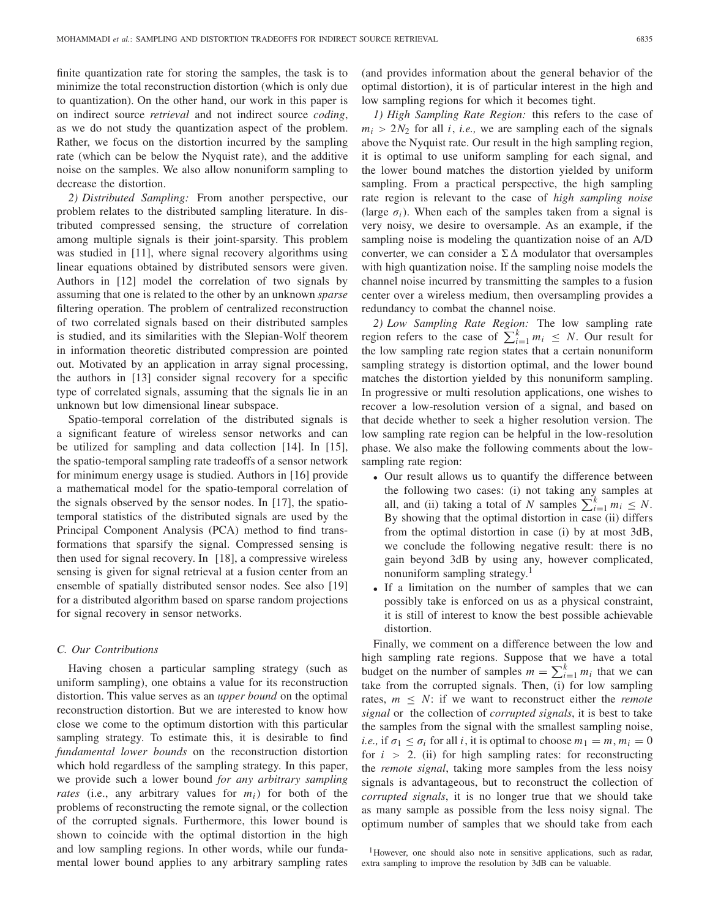finite quantization rate for storing the samples, the task is to minimize the total reconstruction distortion (which is only due to quantization). On the other hand, our work in this paper is on indirect source *retrieval* and not indirect source *coding*, as we do not study the quantization aspect of the problem. Rather, we focus on the distortion incurred by the sampling rate (which can be below the Nyquist rate), and the additive noise on the samples. We also allow nonuniform sampling to decrease the distortion.

*2) Distributed Sampling:* From another perspective, our problem relates to the distributed sampling literature. In distributed compressed sensing, the structure of correlation among multiple signals is their joint-sparsity. This problem was studied in [11], where signal recovery algorithms using linear equations obtained by distributed sensors were given. Authors in [12] model the correlation of two signals by assuming that one is related to the other by an unknown *sparse* filtering operation. The problem of centralized reconstruction of two correlated signals based on their distributed samples is studied, and its similarities with the Slepian-Wolf theorem in information theoretic distributed compression are pointed out. Motivated by an application in array signal processing, the authors in [13] consider signal recovery for a specific type of correlated signals, assuming that the signals lie in an unknown but low dimensional linear subspace.

Spatio-temporal correlation of the distributed signals is a significant feature of wireless sensor networks and can be utilized for sampling and data collection [14]. In [15], the spatio-temporal sampling rate tradeoffs of a sensor network for minimum energy usage is studied. Authors in [16] provide a mathematical model for the spatio-temporal correlation of the signals observed by the sensor nodes. In [17], the spatio-temporal statistics of the distributed signals are used by the Principal Component Analysis (PCA) method to find transformations that sparsify the signal. Compressed sensing is then used for signal recovery. In [18], a compressive wireless sensing is given for signal retrieval at a fusion center from an ensemble of spatially distributed sensor nodes. See also [19] for a distributed algorithm based on sparse random projections for signal recovery in sensor networks.

### C. Our Contributions

Having chosen a particular sampling strategy (such as uniform sampling), one obtains a value for its reconstruction distortion. This value serves as an *upper bound* on the optimal reconstruction distortion. But we are interested to know how close we come to the optimum distortion with this particular sampling strategy. To estimate this, it is desirable to find *fundamental lower bounds* on the reconstruction distortion which hold regardless of the sampling strategy. In this paper, we provide such a lower bound *for any arbitrary sampling rates* (i.e., any arbitrary values for $m_i$) for both of the problems of reconstructing the remote signal, or the collection of the corrupted signals. Furthermore, this lower bound is shown to coincide with the optimal distortion in the high and low sampling regions. In other words, while our fundamental lower bound applies to any arbitrary sampling rates (and provides information about the general behavior of the optimal distortion), it is of particular interest in the high and low sampling regions for which it becomes tight.

*1) High Sampling Rate Region:* this refers to the case of $m_i > 2N_2$ for all $i$, *i.e.,* we are sampling each of the signals above the Nyquist rate. Our result in the high sampling region, it is optimal to use uniform sampling for each signal, and the lower bound matches the distortion yielded by uniform sampling. From a practical perspective, the high sampling rate region is relevant to the case of *high sampling noise* (large $\sigma_i$). When each of the samples taken from a signal is very noisy, we desire to oversample. As an example, if the sampling noise is modeling the quantization noise of an A/D converter, we can consider a $\Sigma\Delta$ modulator that oversamples with high quantization noise. If the sampling noise models the channel noise incurred by transmitting the samples to a fusion center over a wireless medium, then oversampling provides a redundancy to combat the channel noise.

*2) Low Sampling Rate Region:* The low sampling rate region refers to the case of $\sum_{i=1}^{k} m_i \leq N$. Our result for the low sampling rate region states that a certain nonuniform sampling strategy is distortion optimal, and the lower bound matches the distortion yielded by this nonuniform sampling. In progressive or multi resolution applications, one wishes to recover a low-resolution version of a signal, and based on that decide whether to seek a higher resolution version. The low sampling rate region can be helpful in the low-resolution phase. We also make the following comments about the low-sampling rate region:

- Our result allows us to quantify the difference between the following two cases: (i) not taking any samples at all, and (ii) taking a total of $N$ samples $\sum_{i=1}^{k} m_i \leq N$. By showing that the optimal distortion in case (ii) differs from the optimal distortion in case (i) by at most 3dB, we conclude the following negative result: there is no gain beyond 3dB by using any, however complicated, nonuniform sampling strategy.[1]
- If a limitation on the number of samples that we can possibly take is enforced on us as a physical constraint, it is still of interest to know the best possible achievable distortion.

Finally, we comment on a difference between the low and high sampling rate regions. Suppose that we have a total budget on the number of samples $m = \sum_{i=1}^{k} m_i$ that we can take from the corrupted signals. Then, (i) for low sampling rates, $m \leq N$: if we want to reconstruct either the *remote signal* or the collection of *corrupted signals*, it is best to take the samples from the signal with the smallest sampling noise, *i.e.,* if $\sigma_1 \leq \sigma_i$ for all $i$, it is optimal to choose $m_1 = m, m_i = 0$ for $i > 2$. (ii) for high sampling rates: for reconstructing the *remote signal*, taking more samples from the less noisy signals is advantageous, but to reconstruct the collection of *corrupted signals*, it is no longer true that we should take as many sample as possible from the less noisy signal. The optimum number of samples that we should take from each

[1] However, one should also note in sensitive applications, such as radar, extra sampling to improve the resolution by 3dB can be valuable.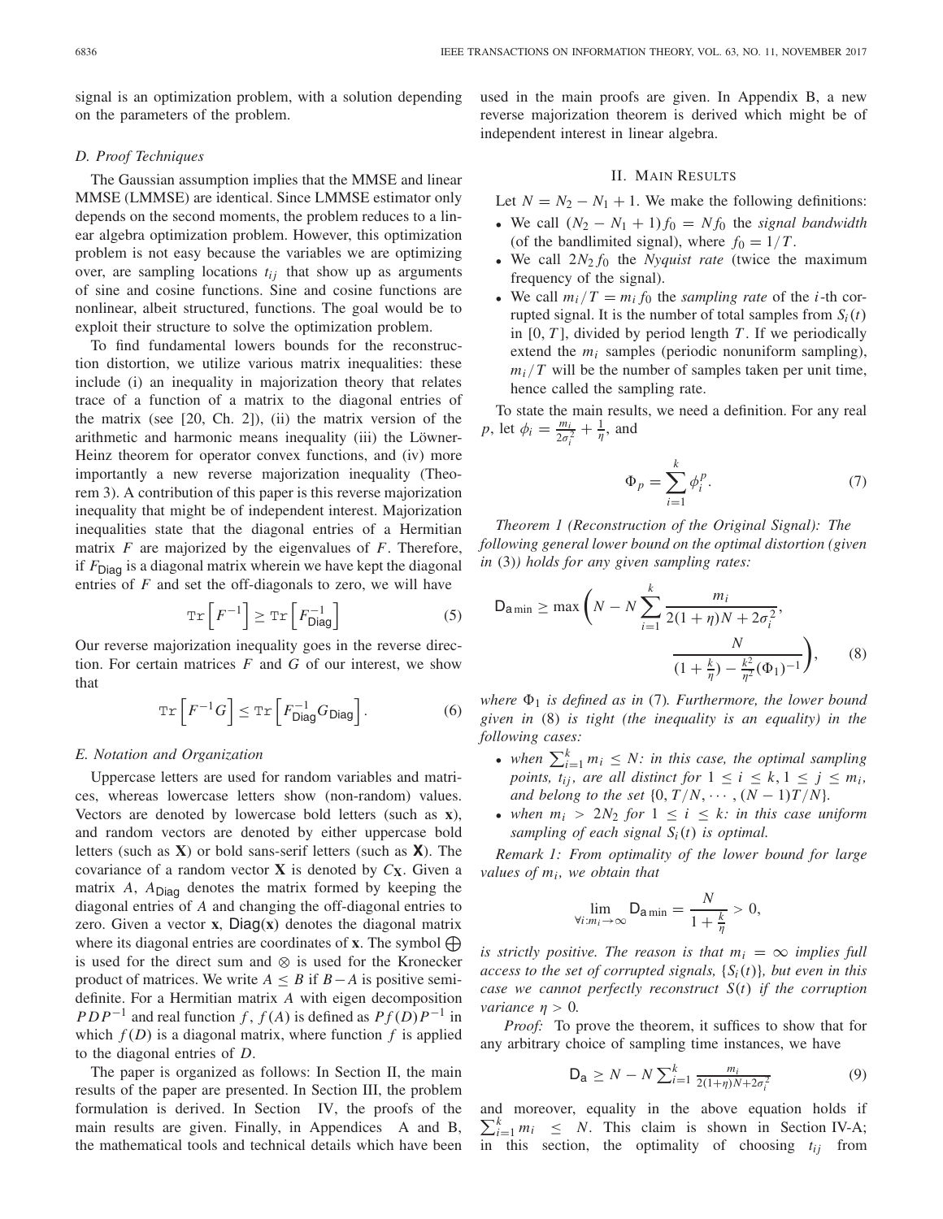signal is an optimization problem, with a solution depending on the parameters of the problem.

### D. Proof Techniques

The Gaussian assumption implies that the MMSE and linear MMSE (LMMSE) are identical. Since LMMSE estimator only depends on the second moments, the problem reduces to a linear algebra optimization problem. However, this optimization problem is not easy because the variables we are optimizing over, are sampling locations $t_{ij}$ that show up as arguments of sine and cosine functions. Sine and cosine functions are nonlinear, albeit structured, functions. The goal would be to exploit their structure to solve the optimization problem.

To find fundamental lowers bounds for the reconstruction distortion, we utilize various matrix inequalities: these include (i) an inequality in majorization theory that relates trace of a function of a matrix to the diagonal entries of the matrix (see [20, Ch. 2]), (ii) the matrix version of the arithmetic and harmonic means inequality (iii) the Löwner-Heinz theorem for operator convex functions, and (iv) more importantly a new reverse majorization inequality (Theorem 3). A contribution of this paper is this reverse majorization inequality that might be of independent interest. Majorization inequalities state that the diagonal entries of a Hermitian matrix $F$ are majorized by the eigenvalues of $F$. Therefore, if $F_{\mathsf{Diag}}$ is a diagonal matrix wherein we have kept the diagonal entries of $F$ and set the off-diagonals to zero, we will have

$$\mathtt{Tr}\left[F^{-1}\right] \geq \mathtt{Tr}\left[F_{\mathsf{Diag}}^{-1}\right] \tag{5}$$

Our reverse majorization inequality goes in the reverse direction. For certain matrices $F$ and $G$ of our interest, we show that

$$\mathtt{Tr}\left[F^{-1}G\right] \leq \mathtt{Tr}\left[F_{\mathsf{Diag}}^{-1}G_{\mathsf{Diag}}\right]. \tag{6}$$

### E. Notation and Organization

Uppercase letters are used for random variables and matrices, whereas lowercase letters show (non-random) values. Vectors are denoted by lowercase bold letters (such as $\mathbf{x}$), and random vectors are denoted by either uppercase bold letters (such as $\mathbf{X}$) or bold sans-serif letters (such as $\boldsymbol{\mathsf{X}}$). The covariance of a random vector $\mathbf{X}$ is denoted by $C_{\mathbf{X}}$. Given a matrix $A$, $A_{\mathsf{Diag}}$ denotes the matrix formed by keeping the diagonal entries of $A$ and changing the off-diagonal entries to zero. Given a vector $\mathbf{x}$, $\mathsf{Diag}(\mathbf{x})$ denotes the diagonal matrix where its diagonal entries are coordinates of $\mathbf{x}$. The symbol $\bigoplus$ is used for the direct sum and $\otimes$ is used for the Kronecker product of matrices. We write $A \leq B$ if $B-A$ is positive semi-definite. For a Hermitian matrix $A$ with eigen decomposition $PDP^{-1}$ and real function $f$, $f(A)$ is defined as $Pf(D)P^{-1}$ in which $f(D)$ is a diagonal matrix, where function $f$ is applied to the diagonal entries of $D$.

The paper is organized as follows: In Section II, the main results of the paper are presented. In Section III, the problem formulation is derived. In Section IV, the proofs of the main results are given. Finally, in Appendices A and B, the mathematical tools and technical details which have been used in the main proofs are given. In Appendix B, a new reverse majorization theorem is derived which might be of independent interest in linear algebra.

## II. Main Results

Let $N = N_2 - N_1 + 1$. We make the following definitions:

- We call $(N_2 - N_1 + 1) f_0 = N f_0$ the *signal bandwidth* (of the bandlimited signal), where $f_0 = 1/T$.
- We call $2N_2 f_0$ the *Nyquist rate* (twice the maximum frequency of the signal).
- We call $m_i/T = m_i f_0$ the *sampling rate* of the $i$-th corrupted signal. It is the number of total samples from $S_i(t)$ in $[0, T]$, divided by period length $T$. If we periodically extend the $m_i$ samples (periodic nonuniform sampling), $m_i/T$ will be the number of samples taken per unit time, hence called the sampling rate.

To state the main results, we need a definition. For any real $p$, let $\phi_i = \frac{m_i}{2\sigma_i^2} + \frac{1}{\eta}$, and

$$\Phi_p = \sum_{i=1}^{k} \phi_i^p. \tag{7}$$

*Theorem 1 (Reconstruction of the Original Signal): The following general lower bound on the optimal distortion (given in* (3)*) holds for any given sampling rates:*

$$\mathsf{D}_{\mathsf{a}\min} \geq \max\left(N - N\sum_{i=1}^{k} \frac{m_i}{2(1+\eta)N + 2\sigma_i^2}, \frac{N}{(1+\frac{k}{\eta}) - \frac{k^2}{\eta^2}(\Phi_1)^{-1}}\right), \tag{8}$$

*where $\Phi_1$ is defined as in* (7)*. Furthermore, the lower bound given in* (8) *is tight (the inequality is an equality) in the following cases:*

- *when $\sum_{i=1}^{k} m_i \leq N$: in this case, the optimal sampling points, $t_{ij}$, are all distinct for $1 \leq i \leq k, 1 \leq j \leq m_i$, and belong to the set $\{0, T/N, \cdots, (N-1)T/N\}$.*
- *when $m_i > 2N_2$ for $1 \leq i \leq k$: in this case uniform sampling of each signal $S_i(t)$ is optimal.*

*Remark 1: From optimality of the lower bound for large values of $m_i$, we obtain that*

$$\lim_{\forall i: m_i \to \infty} \mathsf{D}_{\mathsf{a}\min} = \frac{N}{1+\frac{k}{\eta}} > 0,$$

*is strictly positive. The reason is that $m_i = \infty$ implies full access to the set of corrupted signals, $\{S_i(t)\}$, but even in this case we cannot perfectly reconstruct $S(t)$ if the corruption variance $\eta > 0$.*

*Proof:* To prove the theorem, it suffices to show that for any arbitrary choice of sampling time instances, we have

$$\mathsf{D}_{\mathsf{a}} \geq N - N\sum_{i=1}^{k} \frac{m_i}{2(1+\eta)N + 2\sigma_i^2} \tag{9}$$

and moreover, equality in the above equation holds if $\sum_{i=1}^{k} m_i \leq N$. This claim is shown in Section IV-A; in this section, the optimality of choosing $t_{ij}$ from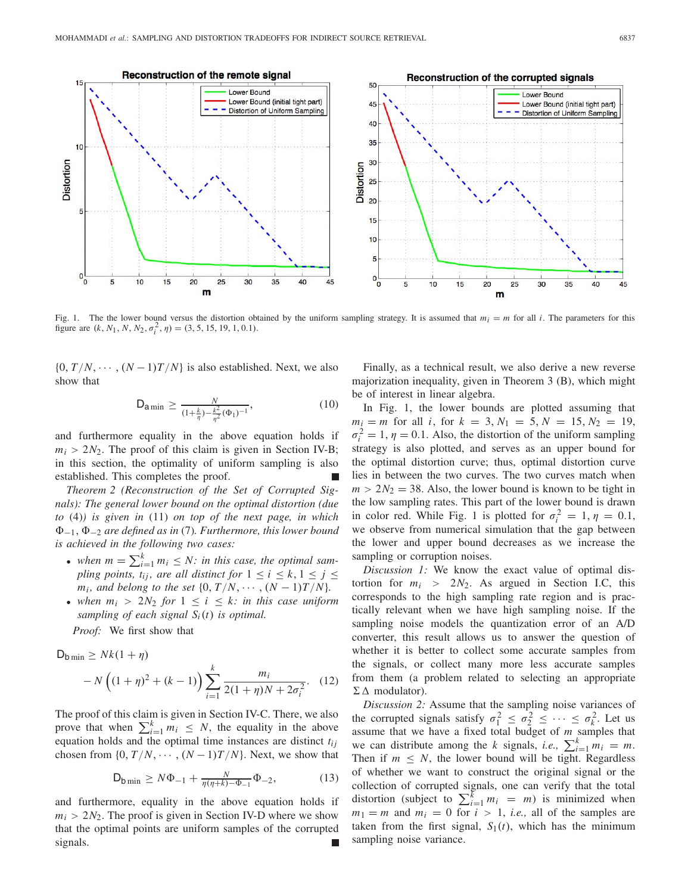Fig. 1. The the lower bound versus the distortion obtained by the uniform sampling strategy. It is assumed that $m_i = m$ for all $i$. The parameters for this figure are $(k, N_1, N, N_2, \sigma_i^2, \eta) = (3, 5, 15, 19, 1, 0.1)$.

$\{0, T/N, \cdots, (N-1)T/N\}$ is also established. Next, we also show that

$$\mathsf{D}_{\mathsf{a}\,\min} \geq \frac{N}{(1+\frac{k}{\eta}) - \frac{k^2}{\eta^2}(\Phi_1)^{-1}}, \tag{10}$$

and furthermore equality in the above equation holds if $m_i > 2N_2$. The proof of this claim is given in Section IV-B; in this section, the optimality of uniform sampling is also established. This completes the proof. ∎

*Theorem 2 (Reconstruction of the Set of Corrupted Signals): The general lower bound on the optimal distortion (due to (4)) is given in (11) on top of the next page, in which $\Phi_{-1}$, $\Phi_{-2}$ are defined as in (7). Furthermore, this lower bound is achieved in the following two cases:*

- *when $m = \sum_{i=1}^{k} m_i \leq N$: in this case, the optimal sampling points, $t_{ij}$, are all distinct for $1 \leq i \leq k, 1 \leq j \leq m_i$, and belong to the set $\{0, T/N, \cdots, (N-1)T/N\}$.*
- *when $m_i > 2N_2$ for $1 \leq i \leq k$: in this case uniform sampling of each signal $S_i(t)$ is optimal.*

*Proof:* We first show that

$$\mathsf{D}_{\mathsf{b}\,\min} \geq Nk(1+\eta) - N\left((1+\eta)^2 + (k-1)\right)\sum_{i=1}^{k}\frac{m_i}{2(1+\eta)N + 2\sigma_i^2}. \tag{12}$$

The proof of this claim is given in Section IV-C. There, we also prove that when $\sum_{i=1}^{k} m_i \leq N$, the equality in the above equation holds and the optimal time instances are distinct $t_{ij}$ chosen from $\{0, T/N, \cdots, (N-1)T/N\}$. Next, we show that

$$\mathsf{D}_{\mathsf{b}\,\min} \geq N\Phi_{-1} + \frac{N}{\eta(\eta+k) - \Phi_{-1}}\Phi_{-2}, \tag{13}$$

and furthermore, equality in the above equation holds if $m_i > 2N_2$. The proof is given in Section IV-D where we show that the optimal points are uniform samples of the corrupted signals. ∎

Finally, as a technical result, we also derive a new reverse majorization inequality, given in Theorem 3 (B), which might be of interest in linear algebra.

In Fig. 1, the lower bounds are plotted assuming that $m_i = m$ for all $i$, for $k = 3, N_1 = 5, N = 15, N_2 = 19$, $\sigma_i^2 = 1, \eta = 0.1$. Also, the distortion of the uniform sampling strategy is also plotted, and serves as an upper bound for the optimal distortion curve; thus, optimal distortion curve lies in between the two curves. The two curves match when $m > 2N_2 = 38$. Also, the lower bound is known to be tight in the low sampling rates. This part of the lower bound is drawn in color red. While Fig. 1 is plotted for $\sigma_i^2 = 1, \eta = 0.1$, we observe from numerical simulation that the gap between the lower and upper bound decreases as we increase the sampling or corruption noises.

*Discussion 1:* We know the exact value of optimal distortion for $m_i > 2N_2$. As argued in Section I.C, this corresponds to the high sampling rate region and is practically relevant when we have high sampling noise. If the sampling noise models the quantization error of an A/D converter, this result allows us to answer the question of whether it is better to collect some accurate samples from the signals, or collect many more less accurate samples from them (a problem related to selecting an appropriate $\Sigma\Delta$ modulator).

*Discussion 2:* Assume that the sampling noise variances of the corrupted signals satisfy $\sigma_1^2 \leq \sigma_2^2 \leq \cdots \leq \sigma_k^2$. Let us assume that we have a fixed total budget of $m$ samples that we can distribute among the $k$ signals, *i.e.,* $\sum_{i=1}^{k} m_i = m$. Then if $m \leq N$, the lower bound will be tight. Regardless of whether we want to construct the original signal or the collection of corrupted signals, one can verify that the total distortion (subject to $\sum_{i=1}^{k} m_i = m$) is minimized when $m_1 = m$ and $m_i = 0$ for $i > 1$, *i.e.,* all of the samples are taken from the first signal, $S_1(t)$, which has the minimum sampling noise variance.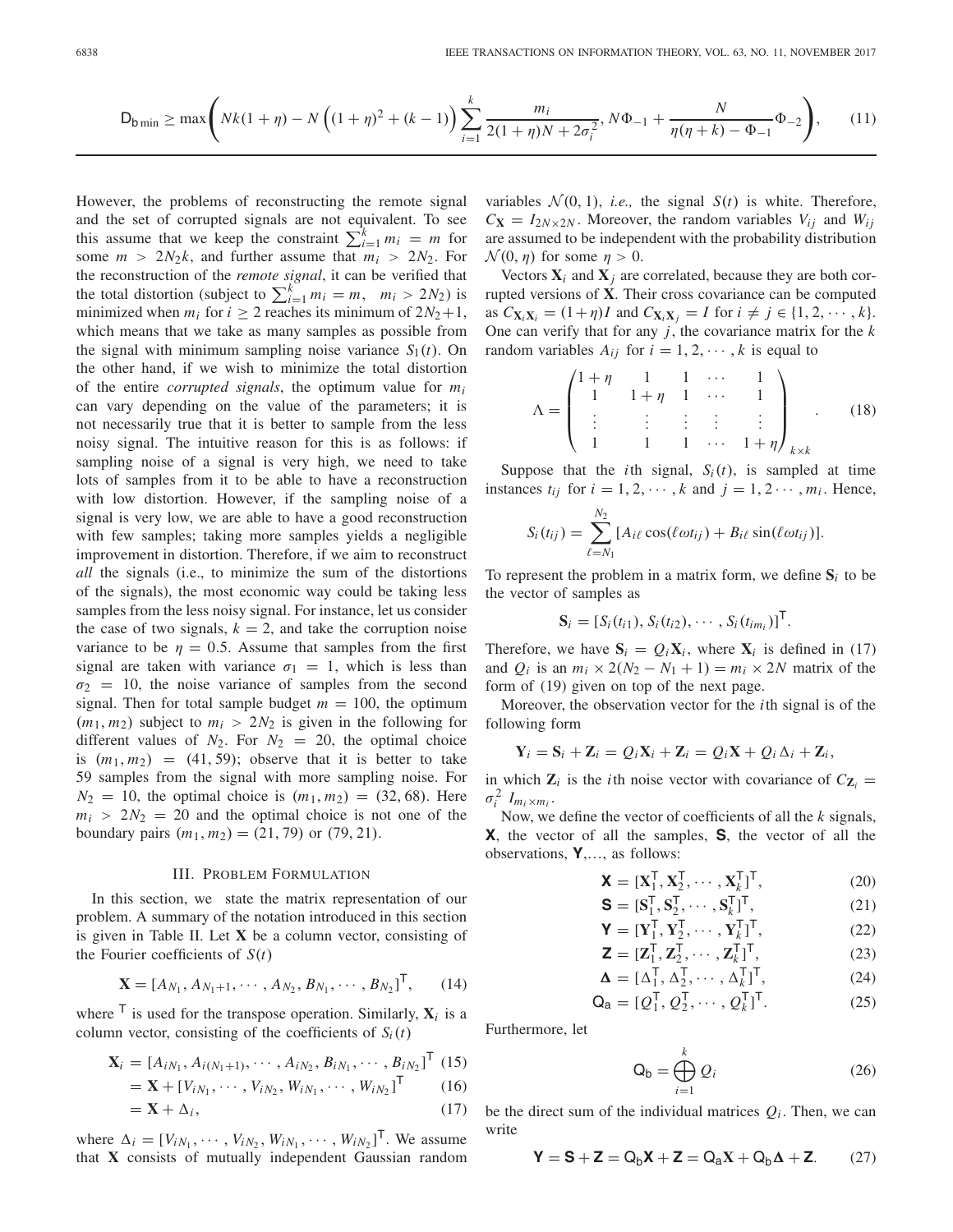$$
\mathsf{D}_{\mathsf{b}\min} \geq \max\left( Nk(1+\eta) - N\left((1+\eta)^2 + (k-1)\right) \sum_{i=1}^{k} \frac{m_i}{2(1+\eta)N + 2\sigma_i^2}, N\Phi_{-1} + \frac{N}{\eta(\eta+k) - \Phi_{-1}}\Phi_{-2} \right), \tag{11}
$$

However, the problems of reconstructing the remote signal and the set of corrupted signals are not equivalent. To see this assume that we keep the constraint $\sum_{i=1}^{k} m_i = m$ for some $m > 2N_2k$, and further assume that $m_i > 2N_2$. For the reconstruction of the *remote signal*, it can be verified that the total distortion (subject to $\sum_{i=1}^{k} m_i = m, \quad m_i > 2N_2$) is minimized when $m_i$ for $i \geq 2$ reaches its minimum of $2N_2+1$, which means that we take as many samples as possible from the signal with minimum sampling noise variance $S_1(t)$. On the other hand, if we wish to minimize the total distortion of the entire *corrupted signals*, the optimum value for $m_i$ can vary depending on the value of the parameters; it is not necessarily true that it is better to sample from the less noisy signal. The intuitive reason for this is as follows: if sampling noise of a signal is very high, we need to take lots of samples from it to be able to have a reconstruction with low distortion. However, if the sampling noise of a signal is very low, we are able to have a good reconstruction with few samples; taking more samples yields a negligible improvement in distortion. Therefore, if we aim to reconstruct *all* the signals (i.e., to minimize the sum of the distortions of the signals), the most economic way could be taking less samples from the less noisy signal. For instance, let us consider the case of two signals, $k = 2$, and take the corruption noise variance to be $\eta = 0.5$. Assume that samples from the first signal are taken with variance $\sigma_1 = 1$, which is less than $\sigma_2 = 10$, the noise variance of samples from the second signal. Then for total sample budget $m = 100$, the optimum $(m_1, m_2)$ subject to $m_i > 2N_2$ is given in the following for different values of $N_2$. For $N_2 = 20$, the optimal choice is $(m_1, m_2) = (41, 59)$; observe that it is better to take 59 samples from the signal with more sampling noise. For $N_2 = 10$, the optimal choice is $(m_1, m_2) = (32, 68)$. Here $m_i > 2N_2 = 20$ and the optimal choice is not one of the boundary pairs $(m_1, m_2) = (21, 79)$ or $(79, 21)$.

## III. Problem Formulation

In this section, we state the matrix representation of our problem. A summary of the notation introduced in this section is given in Table II. Let $\mathbf{X}$ be a column vector, consisting of the Fourier coefficients of $S(t)$

$$
\mathbf{X} = [A_{N_1}, A_{N_1+1}, \cdots, A_{N_2}, B_{N_1}, \cdots, B_{N_2}]^\mathsf{T}, \tag{14}
$$

where $^\mathsf{T}$ is used for the transpose operation. Similarly, $\mathbf{X}_i$ is a column vector, consisting of the coefficients of $S_i(t)$

$$
\begin{aligned}
\mathbf{X}_i &= [A_{iN_1}, A_{i(N_1+1)}, \cdots, A_{iN_2}, B_{iN_1}, \cdots, B_{iN_2}]^\mathsf{T} & (15)\\
&= \mathbf{X} + [V_{iN_1}, \cdots, V_{iN_2}, W_{iN_1}, \cdots, W_{iN_2}]^\mathsf{T} & (16)\\
&= \mathbf{X} + \Delta_i, & (17)
\end{aligned}
$$

where $\Delta_i = [V_{iN_1}, \cdots, V_{iN_2}, W_{iN_1}, \cdots, W_{iN_2}]^\mathsf{T}$. We assume that $\mathbf{X}$ consists of mutually independent Gaussian random variables $\mathcal{N}(0, 1)$, *i.e.,* the signal $S(t)$ is white. Therefore, $C_\mathbf{X} = I_{2N \times 2N}$. Moreover, the random variables $V_{ij}$ and $W_{ij}$ are assumed to be independent with the probability distribution $\mathcal{N}(0, \eta)$ for some $\eta > 0$.

Vectors $\mathbf{X}_i$ and $\mathbf{X}_j$ are correlated, because they are both corrupted versions of $\mathbf{X}$. Their cross covariance can be computed as $C_{\mathbf{X}_i\mathbf{X}_i} = (1+\eta)I$ and $C_{\mathbf{X}_i\mathbf{X}_j} = I$ for $i \neq j \in \{1, 2, \cdots, k\}$. One can verify that for any $j$, the covariance matrix for the $k$ random variables $A_{ij}$ for $i = 1, 2, \cdots, k$ is equal to

$$
\Lambda = \begin{pmatrix} 1+\eta & 1 & 1 & \cdots & 1 \\ 1 & 1+\eta & 1 & \cdots & 1 \\ \vdots & \vdots & \vdots & \vdots & \vdots \\ 1 & 1 & 1 & \cdots & 1+\eta \end{pmatrix}_{k\times k}. \tag{18}
$$

Suppose that the $i$th signal, $S_i(t)$, is sampled at time instances $t_{ij}$ for $i = 1, 2, \cdots, k$ and $j = 1, 2\cdots, m_i$. Hence,

$$
S_i(t_{ij}) = \sum_{\ell=N_1}^{N_2} [A_{i\ell}\cos(\ell\omega t_{ij}) + B_{i\ell}\sin(\ell\omega t_{ij})].
$$

To represent the problem in a matrix form, we define $\mathbf{S}_i$ to be the vector of samples as

$$
\mathbf{S}_i = [S_i(t_{i1}), S_i(t_{i2}), \cdots, S_i(t_{im_i})]^\mathsf{T}.
$$

Therefore, we have $\mathbf{S}_i = Q_i\mathbf{X}_i$, where $\mathbf{X}_i$ is defined in (17) and $Q_i$ is an $m_i \times 2(N_2 - N_1 + 1) = m_i \times 2N$ matrix of the form of (19) given on top of the next page.

Moreover, the observation vector for the $i$th signal is of the following form

$$
\mathbf{Y}_i = \mathbf{S}_i + \mathbf{Z}_i = Q_i\mathbf{X}_i + \mathbf{Z}_i = Q_i\mathbf{X} + Q_i\Delta_i + \mathbf{Z}_i,
$$

in which $\mathbf{Z}_i$ is the $i$th noise vector with covariance of $C_{\mathbf{Z}_i} = \sigma_i^2 \, I_{m_i\times m_i}$.

Now, we define the vector of coefficients of all the $k$ signals, $\mathsf{X}$, the vector of all the samples, $\mathsf{S}$, the vector of all the observations, $\mathsf{Y}$,..., as follows:

$$
\begin{aligned}
\mathsf{X} &= [\mathbf{X}_1^\mathsf{T}, \mathbf{X}_2^\mathsf{T}, \cdots, \mathbf{X}_k^\mathsf{T}]^\mathsf{T}, & (20)\\
\mathsf{S} &= [\mathbf{S}_1^\mathsf{T}, \mathbf{S}_2^\mathsf{T}, \cdots, \mathbf{S}_k^\mathsf{T}]^\mathsf{T}, & (21)\\
\mathsf{Y} &= [\mathbf{Y}_1^\mathsf{T}, \mathbf{Y}_2^\mathsf{T}, \cdots, \mathbf{Y}_k^\mathsf{T}]^\mathsf{T}, & (22)\\
\mathsf{Z} &= [\mathbf{Z}_1^\mathsf{T}, \mathbf{Z}_2^\mathsf{T}, \cdots, \mathbf{Z}_k^\mathsf{T}]^\mathsf{T}, & (23)\\
\mathbf{\Delta} &= [\Delta_1^\mathsf{T}, \Delta_2^\mathsf{T}, \cdots, \Delta_k^\mathsf{T}]^\mathsf{T}, & (24)\\
\mathsf{Q_a} &= [Q_1^\mathsf{T}, Q_2^\mathsf{T}, \cdots, Q_k^\mathsf{T}]^\mathsf{T}. & (25)
\end{aligned}
$$

Furthermore, let

$$
\mathsf{Q_b} = \bigoplus_{i=1}^{k} Q_i \tag{26}
$$

be the direct sum of the individual matrices $Q_i$. Then, we can write

$$
\mathsf{Y} = \mathsf{S} + \mathsf{Z} = \mathsf{Q_b}\mathsf{X} + \mathsf{Z} = \mathsf{Q_a}\mathbf{X} + \mathsf{Q_b}\mathbf{\Delta} + \mathsf{Z}. \tag{27}
$$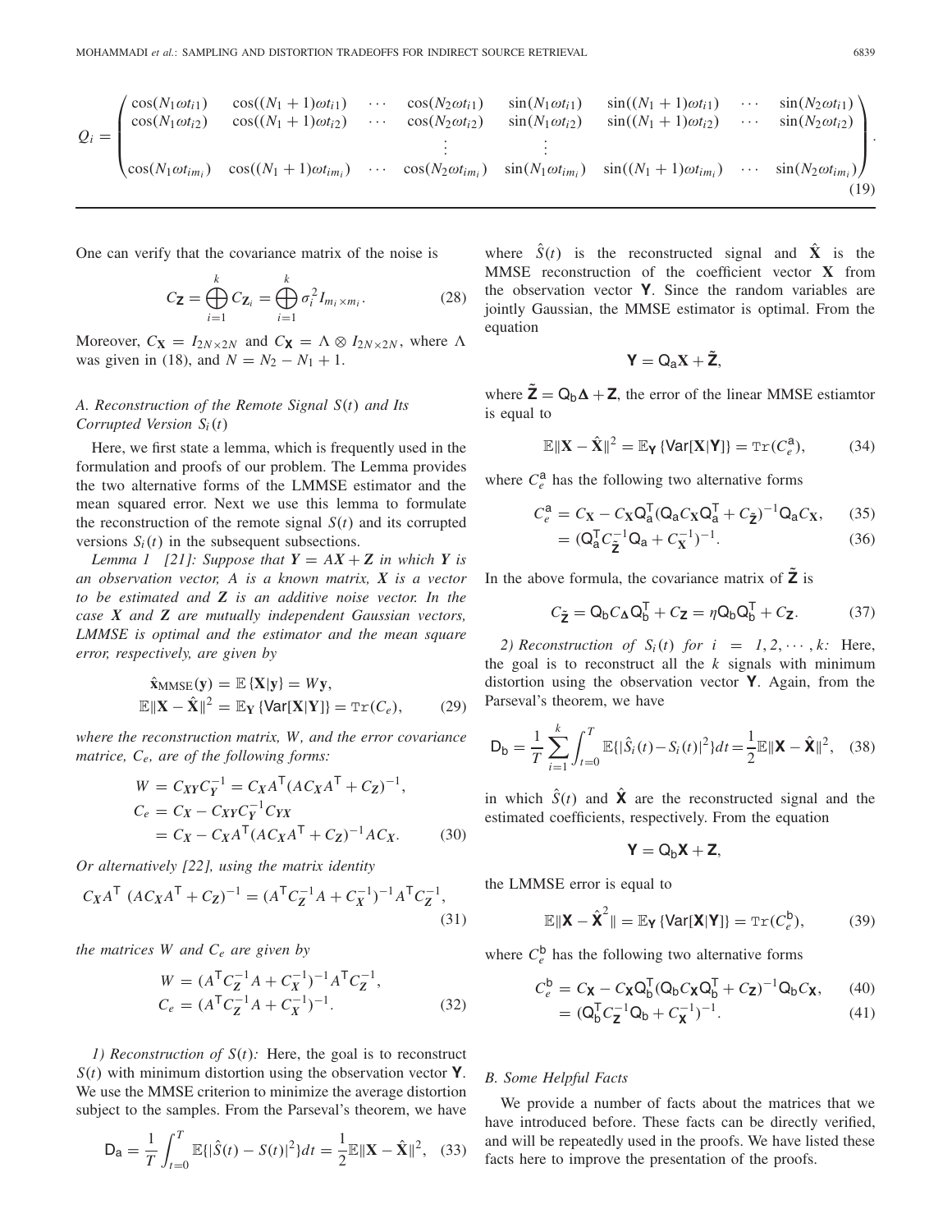$$
Q_i = \begin{pmatrix}
\cos(N_1\omega t_{i1}) & \cos((N_1+1)\omega t_{i1}) & \cdots & \cos(N_2\omega t_{i1}) & \sin(N_1\omega t_{i1}) & \sin((N_1+1)\omega t_{i1}) & \cdots & \sin(N_2\omega t_{i1}) \\
\cos(N_1\omega t_{i2}) & \cos((N_1+1)\omega t_{i2}) & \cdots & \cos(N_2\omega t_{i2}) & \sin(N_1\omega t_{i2}) & \sin((N_1+1)\omega t_{i2}) & \cdots & \sin(N_2\omega t_{i2}) \\
 & & & \vdots & \vdots & & & \\
\cos(N_1\omega t_{im_i}) & \cos((N_1+1)\omega t_{im_i}) & \cdots & \cos(N_2\omega t_{im_i}) & \sin(N_1\omega t_{im_i}) & \sin((N_1+1)\omega t_{im_i}) & \cdots & \sin(N_2\omega t_{im_i})
\end{pmatrix}. \tag{19}
$$

One can verify that the covariance matrix of the noise is

$$
C_{\mathbf{Z}} = \bigoplus_{i=1}^{k} C_{\mathbf{Z}_i} = \bigoplus_{i=1}^{k} \sigma_i^2 I_{m_i \times m_i}. \tag{28}
$$

Moreover, $C_{\mathbf{X}} = I_{2N\times 2N}$ and $C_{\mathbf{\Delta}} = \Lambda \otimes I_{2N\times 2N}$, where $\Lambda$ was given in (18), and $N = N_2 - N_1 + 1$.

### A. Reconstruction of the Remote Signal $S(t)$ and Its Corrupted Version $S_i(t)$

Here, we first state a lemma, which is frequently used in the formulation and proofs of our problem. The Lemma provides the two alternative forms of the LMMSE estimator and the mean squared error. Next we use this lemma to formulate the reconstruction of the remote signal $S(t)$ and its corrupted versions $S_i(t)$ in the subsequent subsections.

*Lemma 1 [21]: Suppose that $\boldsymbol{Y} = A\boldsymbol{X} + \boldsymbol{Z}$ in which $\boldsymbol{Y}$ is an observation vector, $A$ is a known matrix, $\boldsymbol{X}$ is a vector to be estimated and $\boldsymbol{Z}$ is an additive noise vector. In the case $\boldsymbol{X}$ and $\boldsymbol{Z}$ are mutually independent Gaussian vectors, LMMSE is optimal and the estimator and the mean square error, respectively, are given by*

$$
\begin{aligned}
\hat{\mathbf{x}}_{\text{MMSE}}(\mathbf{y}) &= \mathbb{E}\{\mathbf{X}|\mathbf{y}\} = W\mathbf{y}, \\
\mathbb{E}\|\mathbf{X} - \hat{\mathbf{X}}\|^2 &= \mathbb{E}_{\mathbf{Y}}\{\text{Var}[\mathbf{X}|\mathbf{Y}]\} = \text{Tr}(C_e),
\end{aligned} \tag{29}
$$

*where the reconstruction matrix, $W$, and the error covariance matrice, $C_e$, are of the following forms:*

$$
\begin{aligned}
W &= C_{XY}C_Y^{-1} = C_X A^{\mathsf{T}}(AC_X A^{\mathsf{T}} + C_Z)^{-1}, \\
C_e &= C_X - C_{XY}C_Y^{-1}C_{YX} \\
&= C_X - C_X A^{\mathsf{T}}(AC_X A^{\mathsf{T}} + C_Z)^{-1}AC_X.
\end{aligned} \tag{30}
$$

*Or alternatively [22], using the matrix identity*

$$
C_X A^{\mathsf{T}}\,(AC_X A^{\mathsf{T}} + C_Z)^{-1} = (A^{\mathsf{T}}C_Z^{-1}A + C_X^{-1})^{-1}A^{\mathsf{T}}C_Z^{-1}, \tag{31}
$$

*the matrices $W$ and $C_e$ are given by*

$$
\begin{aligned}
W &= (A^{\mathsf{T}}C_Z^{-1}A + C_X^{-1})^{-1}A^{\mathsf{T}}C_Z^{-1}, \\
C_e &= (A^{\mathsf{T}}C_Z^{-1}A + C_X^{-1})^{-1}.
\end{aligned} \tag{32}
$$

*1) Reconstruction of $S(t)$:* Here, the goal is to reconstruct $S(t)$ with minimum distortion using the observation vector $\mathbf{Y}$. We use the MMSE criterion to minimize the average distortion subject to the samples. From the Parseval's theorem, we have

$$
\mathsf{D_a} = \frac{1}{T}\int_{t=0}^{T} \mathbb{E}\{|\hat{S}(t) - S(t)|^2\}dt = \frac{1}{2}\mathbb{E}\|\mathbf{X} - \hat{\mathbf{X}}\|^2, \tag{33}
$$

where $\hat{S}(t)$ is the reconstructed signal and $\hat{\mathbf{X}}$ is the MMSE reconstruction of the coefficient vector $\mathbf{X}$ from the observation vector $\mathbf{Y}$. Since the random variables are jointly Gaussian, the MMSE estimator is optimal. From the equation

$$
\mathbf{Y} = \mathsf{Q_a}\mathbf{X} + \tilde{\mathbf{Z}},
$$

where $\tilde{\mathbf{Z}} = \mathsf{Q_b}\mathbf{\Delta} + \mathbf{Z}$, the error of the linear MMSE estiamtor is equal to

$$
\mathbb{E}\|\mathbf{X} - \hat{\mathbf{X}}\|^2 = \mathbb{E}_{\mathbf{Y}}\{\text{Var}[\mathbf{X}|\mathbf{Y}]\} = \text{Tr}(C_e^{\mathsf{a}}), \tag{34}
$$

where $C_e^{\mathsf{a}}$ has the following two alternative forms

$$
\begin{aligned}
C_e^{\mathsf{a}} &= C_{\mathbf{X}} - C_{\mathbf{X}}\mathsf{Q_a^T}(\mathsf{Q_a}C_{\mathbf{X}}\mathsf{Q_a^T} + C_{\tilde{\mathbf{Z}}})^{-1}\mathsf{Q_a}C_{\mathbf{X}}, && (35) \\
&= (\mathsf{Q_a^T}C_{\tilde{\mathbf{Z}}}^{-1}\mathsf{Q_a} + C_{\mathbf{X}}^{-1})^{-1}. && (36)
\end{aligned}
$$

In the above formula, the covariance matrix of $\tilde{\mathbf{Z}}$ is

$$
C_{\tilde{\mathbf{Z}}} = \mathsf{Q_b}C_{\mathbf{\Delta}}\mathsf{Q_b^T} + C_{\mathbf{Z}} = \eta\mathsf{Q_b}\mathsf{Q_b^T} + C_{\mathbf{Z}}. \tag{37}
$$

*2) Reconstruction of $S_i(t)$ for $i = 1, 2, \cdots, k$:* Here, the goal is to reconstruct all the $k$ signals with minimum distortion using the observation vector $\mathbf{Y}$. Again, from the Parseval's theorem, we have

$$
\mathsf{D_b} = \frac{1}{T}\sum_{i=1}^{k}\int_{t=0}^{T} \mathbb{E}\{|\hat{S}_i(t) - S_i(t)|^2\}dt = \frac{1}{2}\mathbb{E}\|\mathbf{X} - \hat{\mathbf{X}}\|^2, \tag{38}
$$

in which $\hat{S}(t)$ and $\hat{\mathbf{X}}$ are the reconstructed signal and the estimated coefficients, respectively. From the equation

$$
\mathbf{Y} = \mathsf{Q_b}\mathbf{X} + \mathbf{Z},
$$

the LMMSE error is equal to

$$
\mathbb{E}\|\mathbf{X} - \hat{\mathbf{X}}^2\| = \mathbb{E}_{\mathbf{Y}}\{\text{Var}[\mathbf{X}|\mathbf{Y}]\} = \text{Tr}(C_e^{\mathsf{b}}), \tag{39}
$$

where $C_e^{\mathsf{b}}$ has the following two alternative forms

$$
\begin{aligned}
C_e^{\mathsf{b}} &= C_{\mathbf{X}} - C_{\mathbf{X}}\mathsf{Q_b^T}(\mathsf{Q_b}C_{\mathbf{X}}\mathsf{Q_b^T} + C_{\mathbf{Z}})^{-1}\mathsf{Q_b}C_{\mathbf{X}}, && (40) \\
&= (\mathsf{Q_b^T}C_{\mathbf{Z}}^{-1}\mathsf{Q_b} + C_{\mathbf{X}}^{-1})^{-1}. && (41)
\end{aligned}
$$

### B. Some Helpful Facts

We provide a number of facts about the matrices that we have introduced before. These facts can be directly verified, and will be repeatedly used in the proofs. We have listed these facts here to improve the presentation of the proofs.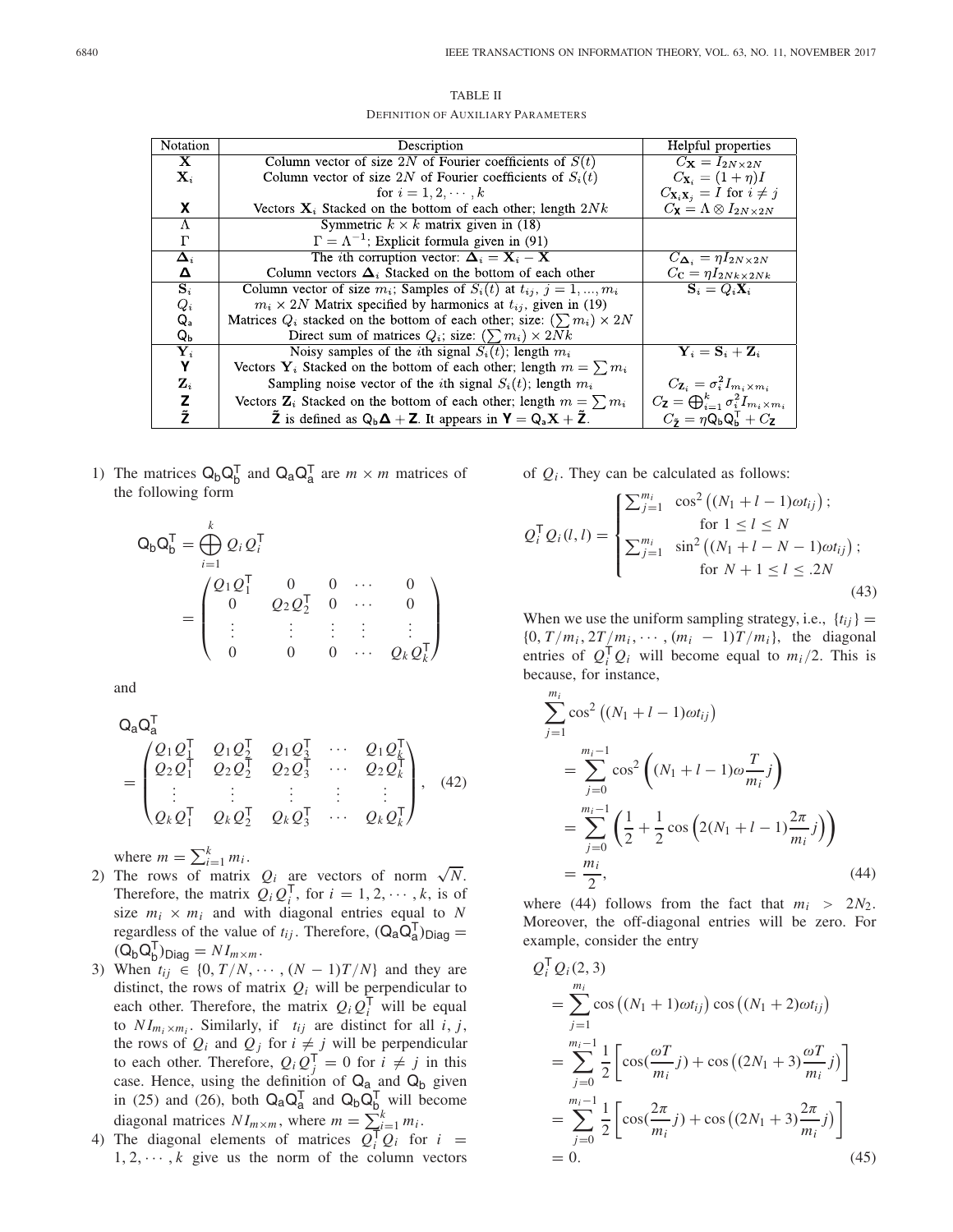TABLE II

Definition of Auxiliary Parameters

| Notation | Description | Helpful properties |
| --- | --- | --- |
| $\mathbf{X}$ | Column vector of size $2N$ of Fourier coefficients of $S(t)$ | $C_{\mathbf{X}} = I_{2N\times 2N}$ |
| $\mathbf{X}_i$ | Column vector of size $2N$ of Fourier coefficients of $S_i(t)$ for $i = 1, 2, \cdots, k$ | $C_{\mathbf{X}_i} = (1+\eta)I$ <br> $C_{\mathbf{X}_i\mathbf{X}_j} = I$ for $i \neq j$ |
| $\mathsf{X}$ | Vectors $\mathbf{X}_i$ Stacked on the bottom of each other; length $2Nk$ | $C_{\mathsf{X}} = \Lambda \otimes I_{2N\times 2N}$ |
| $\Lambda$ | Symmetric $k \times k$ matrix given in (18) | |
| $\Gamma$ | $\Gamma = \Lambda^{-1}$; Explicit formula given in (91) | |
| $\mathbf{\Delta}_i$ | The $i$th corruption vector: $\mathbf{\Delta}_i = \mathbf{X}_i - \mathbf{X}$ | $C_{\mathbf{\Delta}_i} = \eta I_{2N\times 2N}$ |
| $\mathbf{\Delta}$ | Column vectors $\mathbf{\Delta}_i$ Stacked on the bottom of each other | $C_{\mathbf{C}} = \eta I_{2Nk\times 2Nk}$ |
| $\mathbf{S}_i$ | Column vector of size $m_i$; Samples of $S_i(t)$ at $t_{ij}$, $j = 1, ..., m_i$ | $\mathbf{S}_i = Q_i\mathbf{X}_i$ |
| $Q_i$ | $m_i \times 2N$ Matrix specified by harmonics at $t_{ij}$, given in (19) | |
| $\mathsf{Q_a}$ | Matrices $Q_i$ stacked on the bottom of each other; size: $(\sum m_i) \times 2N$ | |
| $\mathsf{Q_b}$ | Direct sum of matrices $Q_i$; size: $(\sum m_i) \times 2Nk$ | |
| $\mathbf{Y}_i$ | Noisy samples of the $i$th signal $S_i(t)$; length $m_i$ | $\mathbf{Y}_i = \mathbf{S}_i + \mathbf{Z}_i$ |
| $\mathsf{Y}$ | Vectors $\mathbf{Y}_i$ Stacked on the bottom of each other; length $m = \sum m_i$ | |
| $\mathbf{Z}_i$ | Sampling noise vector of the $i$th signal $S_i(t)$; length $m_i$ | $C_{\mathbf{Z}_i} = \sigma_i^2 I_{m_i\times m_i}$ |
| $\mathsf{Z}$ | Vectors $\mathbf{Z}_i$ Stacked on the bottom of each other; length $m = \sum m_i$ | $C_{\mathsf{Z}} = \bigoplus_{i=1}^{k} \sigma_i^2 I_{m_i\times m_i}$ |
| $\tilde{\mathsf{Z}}$ | $\tilde{\mathsf{Z}}$ is defined as $\mathsf{Q_b}\mathbf{\Delta} + \mathsf{Z}$. It appears in $\mathsf{Y} = \mathsf{Q_a}\mathsf{X} + \tilde{\mathsf{Z}}$. | $C_{\tilde{\mathsf{Z}}} = \eta\mathsf{Q_b}\mathsf{Q_b}^{\mathsf{T}} + C_{\mathsf{Z}}$ |

1) The matrices $\mathsf{Q_b}\mathsf{Q_b}^{\mathsf{T}}$ and $\mathsf{Q_a}\mathsf{Q_a}^{\mathsf{T}}$ are $m \times m$ matrices of the following form

$$\mathsf{Q_b}\mathsf{Q_b}^{\mathsf{T}} = \bigoplus_{i=1}^{k} Q_i Q_i^{\mathsf{T}} = \begin{pmatrix} Q_1Q_1^{\mathsf{T}} & 0 & 0 & \cdots & 0 \\ 0 & Q_2Q_2^{\mathsf{T}} & 0 & \cdots & 0 \\ \vdots & \vdots & \vdots & \vdots & \vdots \\ 0 & 0 & 0 & \cdots & Q_kQ_k^{\mathsf{T}} \end{pmatrix}$$

and

$$\mathsf{Q_a}\mathsf{Q_a}^{\mathsf{T}} = \begin{pmatrix} Q_1Q_1^{\mathsf{T}} & Q_1Q_2^{\mathsf{T}} & Q_1Q_3^{\mathsf{T}} & \cdots & Q_1Q_k^{\mathsf{T}} \\ Q_2Q_1^{\mathsf{T}} & Q_2Q_2^{\mathsf{T}} & Q_2Q_3^{\mathsf{T}} & \cdots & Q_2Q_k^{\mathsf{T}} \\ \vdots & \vdots & \vdots & \vdots & \vdots \\ Q_kQ_1^{\mathsf{T}} & Q_kQ_2^{\mathsf{T}} & Q_kQ_3^{\mathsf{T}} & \cdots & Q_kQ_k^{\mathsf{T}} \end{pmatrix}, \quad (42)$$

where $m = \sum_{i=1}^{k} m_i$.

2) The rows of matrix $Q_i$ are vectors of norm $\sqrt{N}$. Therefore, the matrix $Q_iQ_i^{\mathsf{T}}$, for $i = 1, 2, \cdots, k$, is of size $m_i \times m_i$ and with diagonal entries equal to $N$ regardless of the value of $t_{ij}$. Therefore, $(\mathsf{Q_a}\mathsf{Q_a}^{\mathsf{T}})_{\mathsf{Diag}} = (\mathsf{Q_b}\mathsf{Q_b}^{\mathsf{T}})_{\mathsf{Diag}} = NI_{m\times m}$.

3) When $t_{ij} \in \{0, T/N, \cdots, (N-1)T/N\}$ and they are distinct, the rows of matrix $Q_i$ will be perpendicular to each other. Therefore, the matrix $Q_iQ_i^{\mathsf{T}}$ will be equal to $NI_{m_i\times m_i}$. Similarly, if $t_{ij}$ are distinct for all $i, j$, the rows of $Q_i$ and $Q_j$ for $i \neq j$ will be perpendicular to each other. Therefore, $Q_iQ_j^{\mathsf{T}} = 0$ for $i \neq j$ in this case. Hence, using the definition of $\mathsf{Q_a}$ and $\mathsf{Q_b}$ given in (25) and (26), both $\mathsf{Q_a}\mathsf{Q_a}^{\mathsf{T}}$ and $\mathsf{Q_b}\mathsf{Q_b}^{\mathsf{T}}$ will become diagonal matrices $NI_{m\times m}$, where $m = \sum_{i=1}^{k} m_i$.

4) The diagonal elements of matrices $Q_i^{\mathsf{T}}Q_i$ for $i = 1, 2, \cdots, k$ give us the norm of the column vectors of $Q_i$. They can be calculated as follows:

$$Q_i^{\mathsf{T}}Q_i(l,l) = \begin{cases} \sum_{j=1}^{m_i} \cos^2\left((N_1+l-1)\omega t_{ij}\right); & \text{for } 1 \leq l \leq N \\ \sum_{j=1}^{m_i} \sin^2\left((N_1+l-N-1)\omega t_{ij}\right); & \text{for } N+1 \leq l \leq .2N \end{cases} \quad (43)$$

When we use the uniform sampling strategy, i.e., $\{t_{ij}\} = \{0, T/m_i, 2T/m_i, \cdots, (m_i-1)T/m_i\}$, the diagonal entries of $Q_i^{\mathsf{T}}Q_i$ will become equal to $m_i/2$. This is because, for instance,

$$\begin{aligned} \sum_{j=1}^{m_i} \cos^2\left((N_1+l-1)\omega t_{ij}\right) &= \sum_{j=0}^{m_i-1} \cos^2\left((N_1+l-1)\omega\frac{T}{m_i}j\right) \\ &= \sum_{j=0}^{m_i-1} \left(\frac{1}{2} + \frac{1}{2}\cos\left(2(N_1+l-1)\frac{2\pi}{m_i}j\right)\right) \\ &= \frac{m_i}{2}, \end{aligned} \quad (44)$$

where (44) follows from the fact that $m_i > 2N_2$. Moreover, the off-diagonal entries will be zero. For example, consider the entry

$$\begin{aligned} Q_i^{\mathsf{T}}Q_i(2,3) &= \sum_{j=1}^{m_i} \cos\left((N_1+1)\omega t_{ij}\right)\cos\left((N_1+2)\omega t_{ij}\right) \\ &= \sum_{j=0}^{m_i-1} \frac{1}{2}\left[\cos(\frac{\omega T}{m_i}j) + \cos\left((2N_1+3)\frac{\omega T}{m_i}j\right)\right] \\ &= \sum_{j=0}^{m_i-1} \frac{1}{2}\left[\cos(\frac{2\pi}{m_i}j) + \cos\left((2N_1+3)\frac{2\pi}{m_i}j\right)\right] \\ &= 0. \end{aligned} \quad (45)$$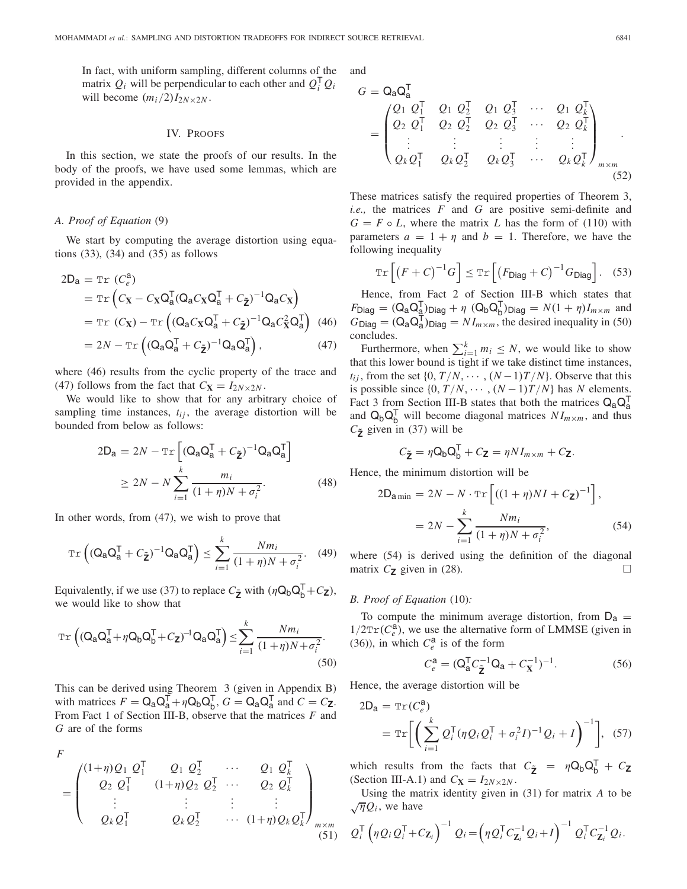In fact, with uniform sampling, different columns of the matrix $Q_i$ will be perpendicular to each other and $Q_i^{\mathsf{T}} Q_i$ will become $(m_i/2)I_{2N\times 2N}$.

## IV. Proofs

In this section, we state the proofs of our results. In the body of the proofs, we have used some lemmas, which are provided in the appendix.

### A. Proof of Equation (9)

We start by computing the average distortion using equations (33), (34) and (35) as follows

$$
\begin{aligned}
2\mathsf{D}_{\mathsf{a}} &= \operatorname{Tr}\,(C_e^{\mathsf{a}}) \\
&= \operatorname{Tr}\left(C_{\mathbf{X}} - C_{\mathbf{X}}\mathsf{Q}_{\mathsf{a}}^{\mathsf{T}}(\mathsf{Q}_{\mathsf{a}}C_{\mathbf{X}}\mathsf{Q}_{\mathsf{a}}^{\mathsf{T}} + C_{\tilde{\mathbf{Z}}})^{-1}\mathsf{Q}_{\mathsf{a}}C_{\mathbf{X}}\right) \\
&= \operatorname{Tr}\,(C_{\mathbf{X}}) - \operatorname{Tr}\left((\mathsf{Q}_{\mathsf{a}}C_{\mathbf{X}}\mathsf{Q}_{\mathsf{a}}^{\mathsf{T}} + C_{\tilde{\mathbf{Z}}})^{-1}\mathsf{Q}_{\mathsf{a}}C_{\mathbf{X}}^2\mathsf{Q}_{\mathsf{a}}^{\mathsf{T}}\right) \quad (46)\\
&= 2N - \operatorname{Tr}\left((\mathsf{Q}_{\mathsf{a}}\mathsf{Q}_{\mathsf{a}}^{\mathsf{T}} + C_{\tilde{\mathbf{Z}}})^{-1}\mathsf{Q}_{\mathsf{a}}\mathsf{Q}_{\mathsf{a}}^{\mathsf{T}}\right), \quad (47)
\end{aligned}
$$

where (46) results from the cyclic property of the trace and (47) follows from the fact that $C_{\mathbf{X}} = I_{2N\times 2N}$.

We would like to show that for any arbitrary choice of sampling time instances, $t_{ij}$, the average distortion will be bounded from below as follows:

$$
\begin{aligned}
2\mathsf{D}_{\mathsf{a}} &= 2N - \operatorname{Tr}\left[(\mathsf{Q}_{\mathsf{a}}\mathsf{Q}_{\mathsf{a}}^{\mathsf{T}} + C_{\tilde{\mathbf{Z}}})^{-1}\mathsf{Q}_{\mathsf{a}}\mathsf{Q}_{\mathsf{a}}^{\mathsf{T}}\right] \\
&\geq 2N - N\sum_{i=1}^{k}\frac{m_i}{(1+\eta)N + \sigma_i^2}. \quad (48)
\end{aligned}
$$

In other words, from (47), we wish to prove that

$$
\operatorname{Tr}\left((\mathsf{Q}_{\mathsf{a}}\mathsf{Q}_{\mathsf{a}}^{\mathsf{T}} + C_{\tilde{\mathbf{Z}}})^{-1}\mathsf{Q}_{\mathsf{a}}\mathsf{Q}_{\mathsf{a}}^{\mathsf{T}}\right) \leq \sum_{i=1}^{k}\frac{Nm_i}{(1+\eta)N + \sigma_i^2}. \quad (49)
$$

Equivalently, if we use (37) to replace $C_{\tilde{\mathbf{Z}}}$ with $(\eta\mathsf{Q}_{\mathsf{b}}\mathsf{Q}_{\mathsf{b}}^{\mathsf{T}} + C_{\mathbf{Z}})$, we would like to show that

$$
\operatorname{Tr}\left((\mathsf{Q}_{\mathsf{a}}\mathsf{Q}_{\mathsf{a}}^{\mathsf{T}} + \eta\mathsf{Q}_{\mathsf{b}}\mathsf{Q}_{\mathsf{b}}^{\mathsf{T}} + C_{\mathbf{Z}})^{-1}\mathsf{Q}_{\mathsf{a}}\mathsf{Q}_{\mathsf{a}}^{\mathsf{T}}\right) \leq \sum_{i=1}^{k}\frac{Nm_i}{(1+\eta)N + \sigma_i^2}. \quad (50)
$$

This can be derived using Theorem 3 (given in Appendix B) with matrices $F = \mathsf{Q}_{\mathsf{a}}\mathsf{Q}_{\mathsf{a}}^{\mathsf{T}} + \eta\mathsf{Q}_{\mathsf{b}}\mathsf{Q}_{\mathsf{b}}^{\mathsf{T}}$, $G = \mathsf{Q}_{\mathsf{a}}\mathsf{Q}_{\mathsf{a}}^{\mathsf{T}}$ and $C = C_{\mathbf{Z}}$. From Fact 1 of Section III-B, observe that the matrices $F$ and $G$ are of the forms

$$
F = \begin{pmatrix}
(1+\eta)Q_1\,Q_1^{\mathsf{T}} & Q_1\,Q_2^{\mathsf{T}} & \cdots & Q_1\,Q_k^{\mathsf{T}} \\
Q_2\,Q_1^{\mathsf{T}} & (1+\eta)Q_2\,Q_2^{\mathsf{T}} & \cdots & Q_2\,Q_k^{\mathsf{T}} \\
\vdots & \vdots & \vdots & \vdots \\
Q_k\,Q_1^{\mathsf{T}} & Q_k\,Q_2^{\mathsf{T}} & \cdots & (1+\eta)Q_k\,Q_k^{\mathsf{T}}
\end{pmatrix}_{m\times m} \quad (51)
$$

and

$$
G = \mathsf{Q}_{\mathsf{a}}\mathsf{Q}_{\mathsf{a}}^{\mathsf{T}} = \begin{pmatrix}
Q_1\,Q_1^{\mathsf{T}} & Q_1\,Q_2^{\mathsf{T}} & Q_1\,Q_3^{\mathsf{T}} & \cdots & Q_1\,Q_k^{\mathsf{T}} \\
Q_2\,Q_1^{\mathsf{T}} & Q_2\,Q_2^{\mathsf{T}} & Q_2\,Q_3^{\mathsf{T}} & \cdots & Q_2\,Q_k^{\mathsf{T}} \\
\vdots & \vdots & \vdots & \vdots & \vdots \\
Q_k\,Q_1^{\mathsf{T}} & Q_k\,Q_2^{\mathsf{T}} & Q_k\,Q_3^{\mathsf{T}} & \cdots & Q_k\,Q_k^{\mathsf{T}}
\end{pmatrix}_{m\times m}. \quad (52)
$$

These matrices satisfy the required properties of Theorem 3, *i.e.,* the matrices $F$ and $G$ are positive semi-definite and $G = F \circ L$, where the matrix $L$ has the form of (110) with parameters $a = 1+\eta$ and $b = 1$. Therefore, we have the following inequality

$$
\operatorname{Tr}\left[\big(F + C\big)^{-1}G\right] \leq \operatorname{Tr}\left[\big(F_{\mathsf{Diag}} + C\big)^{-1}G_{\mathsf{Diag}}\right]. \quad (53)
$$

Hence, from Fact 2 of Section III-B which states that $F_{\mathsf{Diag}} = (\mathsf{Q}_{\mathsf{a}}\mathsf{Q}_{\mathsf{a}}^{\mathsf{T}})_{\mathsf{Diag}} + \eta\,(\mathsf{Q}_{\mathsf{b}}\mathsf{Q}_{\mathsf{b}}^{\mathsf{T}})_{\mathsf{Diag}} = N(1+\eta)I_{m\times m}$ and $G_{\mathsf{Diag}} = (\mathsf{Q}_{\mathsf{a}}\mathsf{Q}_{\mathsf{a}}^{\mathsf{T}})_{\mathsf{Diag}} = NI_{m\times m}$, the desired inequality in (50) concludes.

Furthermore, when $\sum_{i=1}^{k} m_i \leq N$, we would like to show that this lower bound is tight if we take distinct time instances, $t_{ij}$, from the set $\{0, T/N, \cdots, (N-1)T/N\}$. Observe that this is possible since $\{0, T/N, \cdots, (N-1)T/N\}$ has $N$ elements. Fact 3 from Section III-B states that both the matrices $\mathsf{Q}_{\mathsf{a}}\mathsf{Q}_{\mathsf{a}}^{\mathsf{T}}$ and $\mathsf{Q}_{\mathsf{b}}\mathsf{Q}_{\mathsf{b}}^{\mathsf{T}}$ will become diagonal matrices $NI_{m\times m}$, and thus $C_{\tilde{\mathbf{Z}}}$ given in (37) will be

$$
C_{\tilde{\mathbf{Z}}} = \eta\mathsf{Q}_{\mathsf{b}}\mathsf{Q}_{\mathsf{b}}^{\mathsf{T}} + C_{\mathbf{Z}} = \eta NI_{m\times m} + C_{\mathbf{Z}}.
$$

Hence, the minimum distortion will be

$$
\begin{aligned}
2\mathsf{D}_{\mathsf{a}\,\min} &= 2N - N\cdot\operatorname{Tr}\left[((1+\eta)NI + C_{\mathbf{Z}})^{-1}\right], \\
&= 2N - \sum_{i=1}^{k}\frac{Nm_i}{(1+\eta)N + \sigma_i^2}, \quad (54)
\end{aligned}
$$

where (54) is derived using the definition of the diagonal matrix $C_{\mathbf{Z}}$ given in (28). $\square$

### B. Proof of Equation (10):

To compute the minimum average distortion, from $\mathsf{D}_{\mathsf{a}} = 1/2\operatorname{Tr}(C_e^{\mathsf{a}})$, we use the alternative form of LMMSE (given in (36)), in which $C_e^{\mathsf{a}}$ is of the form

$$
C_e^{\mathsf{a}} = (\mathsf{Q}_{\mathsf{a}}^{\mathsf{T}}C_{\tilde{\mathbf{Z}}}^{-1}\mathsf{Q}_{\mathsf{a}} + C_{\mathbf{X}}^{-1})^{-1}. \quad (56)
$$

Hence, the average distortion will be

$$
\begin{aligned}
2\mathsf{D}_{\mathsf{a}} &= \operatorname{Tr}(C_e^{\mathsf{a}}) \\
&= \operatorname{Tr}\left[\left(\sum_{i=1}^{k}Q_i^{\mathsf{T}}(\eta Q_iQ_i^{\mathsf{T}} + \sigma_i^2 I)^{-1}Q_i + I\right)^{-1}\right], \quad (57)
\end{aligned}
$$

which results from the facts that $C_{\tilde{\mathbf{Z}}} = \eta\mathsf{Q}_{\mathsf{b}}\mathsf{Q}_{\mathsf{b}}^{\mathsf{T}} + C_{\mathbf{Z}}$ (Section III-A.1) and $C_{\mathbf{X}} = I_{2N\times 2N}$.

Using the matrix identity given in (31) for matrix $A$ to be $\sqrt{\eta}Q_i$, we have

$$
Q_i^{\mathsf{T}}\left(\eta Q_iQ_i^{\mathsf{T}} + C_{\mathbf{Z}_i}\right)^{-1}Q_i = \left(\eta Q_i^{\mathsf{T}}C_{\mathbf{Z}_i}^{-1}Q_i + I\right)^{-1}Q_i^{\mathsf{T}}C_{\mathbf{Z}_i}^{-1}Q_i.
$$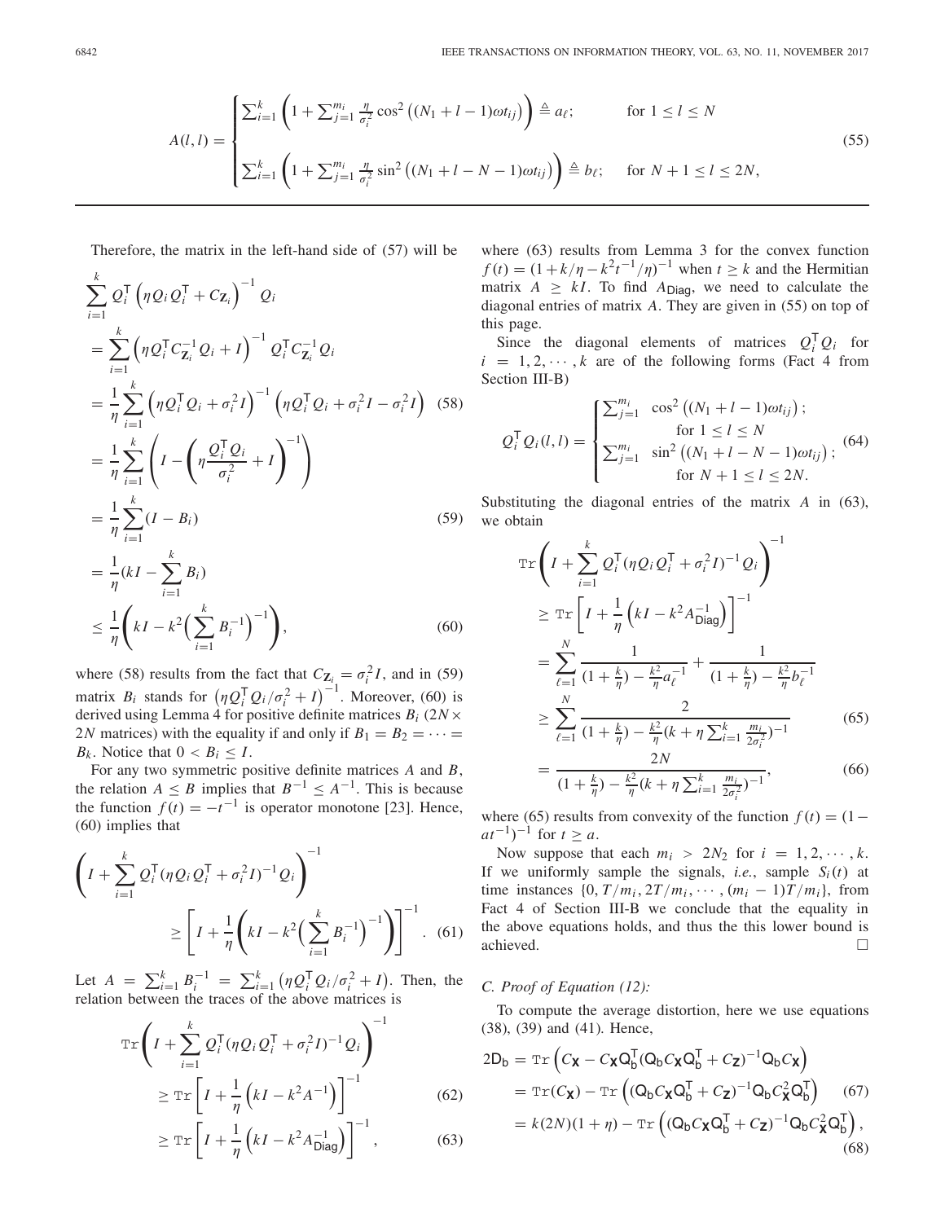$$
A(l,l) = \begin{cases} \sum_{i=1}^{k} \left(1 + \sum_{j=1}^{m_i} \frac{\eta}{\sigma_i^2} \cos^2\left((N_1 + l - 1)\omega t_{ij}\right)\right) \triangleq a_\ell; & \text{for } 1 \le l \le N \\ \sum_{i=1}^{k} \left(1 + \sum_{j=1}^{m_i} \frac{\eta}{\sigma_i^2} \sin^2\left((N_1 + l - N - 1)\omega t_{ij}\right)\right) \triangleq b_\ell; & \text{for } N+1 \le l \le 2N, \end{cases} \tag{55}
$$

Therefore, the matrix in the left-hand side of (57) will be

$$
\begin{aligned}
&\sum_{i=1}^{k} Q_i^\mathsf{T} \left(\eta Q_i Q_i^\mathsf{T} + C_{\mathbf{Z}_i}\right)^{-1} Q_i \\
&= \sum_{i=1}^{k} \left(\eta Q_i^\mathsf{T} C_{\mathbf{Z}_i}^{-1} Q_i + I\right)^{-1} Q_i^\mathsf{T} C_{\mathbf{Z}_i}^{-1} Q_i \\
&= \frac{1}{\eta} \sum_{i=1}^{k} \left(\eta Q_i^\mathsf{T} Q_i + \sigma_i^2 I\right)^{-1} \left(\eta Q_i^\mathsf{T} Q_i + \sigma_i^2 I - \sigma_i^2 I\right) \quad (58) \\
&= \frac{1}{\eta} \sum_{i=1}^{k} \left(I - \left(\eta \frac{Q_i^\mathsf{T} Q_i}{\sigma_i^2} + I\right)^{-1}\right) \\
&= \frac{1}{\eta} \sum_{i=1}^{k} (I - B_i) \quad (59) \\
&= \frac{1}{\eta}(kI - \sum_{i=1}^{k} B_i) \\
&\le \frac{1}{\eta}\left(kI - k^2 \Big(\sum_{i=1}^{k} B_i^{-1}\Big)^{-1}\right), \quad (60)
\end{aligned}
$$

where (58) results from the fact that $C_{\mathbf{Z}_i} = \sigma_i^2 I$, and in (59) matrix $B_i$ stands for $\left(\eta Q_i^\mathsf{T} Q_i / \sigma_i^2 + I\right)^{-1}$. Moreover, (60) is derived using Lemma 4 for positive definite matrices $B_i$ ($2N \times 2N$ matrices) with the equality if and only if $B_1 = B_2 = \cdots = B_k$. Notice that $0 < B_i \le I$.

For any two symmetric positive definite matrices $A$ and $B$, the relation $A \le B$ implies that $B^{-1} \le A^{-1}$. This is because the function $f(t) = -t^{-1}$ is operator monotone [23]. Hence, (60) implies that

$$
\left(I + \sum_{i=1}^{k} Q_i^\mathsf{T} (\eta Q_i Q_i^\mathsf{T} + \sigma_i^2 I)^{-1} Q_i\right)^{-1} \ge \left[I + \frac{1}{\eta}\left(kI - k^2 \Big(\sum_{i=1}^{k} B_i^{-1}\Big)^{-1}\right)\right]^{-1}. \tag{61}
$$

Let $A = \sum_{i=1}^{k} B_i^{-1} = \sum_{i=1}^{k} \left(\eta Q_i^\mathsf{T} Q_i / \sigma_i^2 + I\right)$. Then, the relation between the traces of the above matrices is

$$
\begin{aligned}
&\mathtt{Tr}\left(I + \sum_{i=1}^{k} Q_i^\mathsf{T} (\eta Q_i Q_i^\mathsf{T} + \sigma_i^2 I)^{-1} Q_i\right)^{-1} \\
&\ge \mathtt{Tr}\left[I + \frac{1}{\eta}\left(kI - k^2 A^{-1}\right)\right]^{-1} \quad (62) \\
&\ge \mathtt{Tr}\left[I + \frac{1}{\eta}\left(kI - k^2 A_{\mathsf{Diag}}^{-1}\right)\right]^{-1}, \quad (63)
\end{aligned}
$$

where (63) results from Lemma 3 for the convex function $f(t) = (1 + k/\eta - k^2 t^{-1}/\eta)^{-1}$ when $t \ge k$ and the Hermitian matrix $A \ge kI$. To find $A_{\mathsf{Diag}}$, we need to calculate the diagonal entries of matrix $A$. They are given in (55) on top of this page.

Since the diagonal elements of matrices $Q_i^\mathsf{T} Q_i$ for $i = 1, 2, \cdots, k$ are of the following forms (Fact 4 from Section III-B)

$$
Q_i^\mathsf{T} Q_i(l,l) = \begin{cases} \sum_{j=1}^{m_i} \cos^2\left((N_1 + l - 1)\omega t_{ij}\right); & \text{for } 1 \le l \le N \\ \sum_{j=1}^{m_i} \sin^2\left((N_1 + l - N - 1)\omega t_{ij}\right); & \text{for } N+1 \le l \le 2N. \end{cases} \tag{64}
$$

Substituting the diagonal entries of the matrix $A$ in (63), we obtain

$$
\begin{aligned}
&\mathtt{Tr}\left(I + \sum_{i=1}^{k} Q_i^\mathsf{T} (\eta Q_i Q_i^\mathsf{T} + \sigma_i^2 I)^{-1} Q_i\right)^{-1} \\
&\ge \mathtt{Tr}\left[I + \frac{1}{\eta}\left(kI - k^2 A_{\mathsf{Diag}}^{-1}\right)\right]^{-1} \\
&= \sum_{\ell=1}^{N} \frac{1}{(1 + \frac{k}{\eta}) - \frac{k^2}{\eta} a_\ell^{-1}} + \frac{1}{(1 + \frac{k}{\eta}) - \frac{k^2}{\eta} b_\ell^{-1}} \\
&\ge \sum_{\ell=1}^{N} \frac{2}{(1 + \frac{k}{\eta}) - \frac{k^2}{\eta}(k + \eta \sum_{i=1}^{k} \frac{m_i}{2\sigma_i^2})^{-1}} \quad (65) \\
&= \frac{2N}{(1 + \frac{k}{\eta}) - \frac{k^2}{\eta}(k + \eta \sum_{i=1}^{k} \frac{m_i}{2\sigma_i^2})^{-1}}, \quad (66)
\end{aligned}
$$

where (65) results from convexity of the function $f(t) = (1 - at^{-1})^{-1}$ for $t \ge a$.

Now suppose that each $m_i > 2N_2$ for $i = 1, 2, \cdots, k$. If we uniformly sample the signals, *i.e.*, sample $S_i(t)$ at time instances $\{0, T/m_i, 2T/m_i, \cdots, (m_i - 1)T/m_i\}$, from Fact 4 of Section III-B we conclude that the equality in the above equations holds, and thus the this lower bound is achieved. □

### C. Proof of Equation (12):

To compute the average distortion, here we use equations (38), (39) and (41). Hence,

$$
\begin{aligned}
2\mathsf{D}_\mathsf{b} &= \mathtt{Tr}\left(C_\mathbf{X} - C_\mathbf{X} \mathsf{Q}_\mathsf{b}^\mathsf{T} (\mathsf{Q}_\mathsf{b} C_\mathbf{X} \mathsf{Q}_\mathsf{b}^\mathsf{T} + C_\mathbf{Z})^{-1} \mathsf{Q}_\mathsf{b} C_\mathbf{X}\right) \\
&= \mathtt{Tr}(C_\mathbf{X}) - \mathtt{Tr}\left((\mathsf{Q}_\mathsf{b} C_\mathbf{X} \mathsf{Q}_\mathsf{b}^\mathsf{T} + C_\mathbf{Z})^{-1} \mathsf{Q}_\mathsf{b} C_\mathbf{X}^2 \mathsf{Q}_\mathsf{b}^\mathsf{T}\right) \quad (67) \\
&= k(2N)(1 + \eta) - \mathtt{Tr}\left((\mathsf{Q}_\mathsf{b} C_\mathbf{X} \mathsf{Q}_\mathsf{b}^\mathsf{T} + C_\mathbf{Z})^{-1} \mathsf{Q}_\mathsf{b} C_\mathbf{X}^2 \mathsf{Q}_\mathsf{b}^\mathsf{T}\right), \quad (68)
\end{aligned}
$$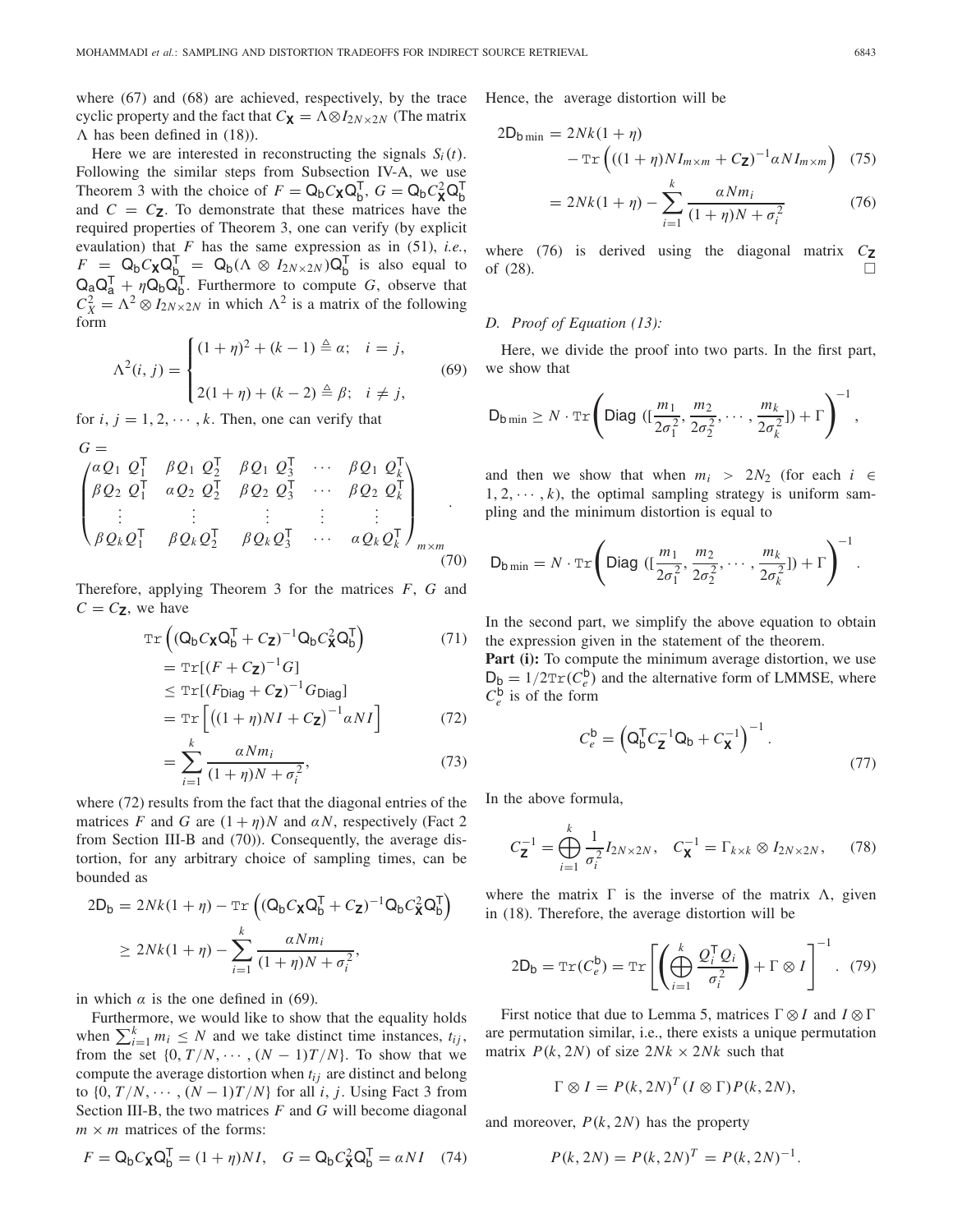where (67) and (68) are achieved, respectively, by the trace cyclic property and the fact that $C_{\mathbf{X}} = \Lambda \otimes I_{2N \times 2N}$ (The matrix $\Lambda$ has been defined in (18)).

Here we are interested in reconstructing the signals $S_i(t)$. Following the similar steps from Subsection IV-A, we use Theorem 3 with the choice of $F = \mathsf{Q}_\mathsf{b} C_{\mathbf{X}} \mathsf{Q}_\mathsf{b}^\mathsf{T}$, $G = \mathsf{Q}_\mathsf{b} C_{\mathbf{X}}^2 \mathsf{Q}_\mathsf{b}^\mathsf{T}$ and $C = C_{\mathbf{Z}}$. To demonstrate that these matrices have the required properties of Theorem 3, one can verify (by explicit evaulation) that $F$ has the same expression as in (51), *i.e.*, $F = \mathsf{Q}_\mathsf{b} C_{\mathbf{X}} \mathsf{Q}_\mathsf{b}^\mathsf{T} = \mathsf{Q}_\mathsf{b}(\Lambda \otimes I_{2N \times 2N})\mathsf{Q}_\mathsf{b}^\mathsf{T}$ is also equal to $\mathsf{Q}_\mathsf{a}\mathsf{Q}_\mathsf{a}^\mathsf{T} + \eta \mathsf{Q}_\mathsf{b}\mathsf{Q}_\mathsf{b}^\mathsf{T}$. Furthermore to compute $G$, observe that $C_X^2 = \Lambda^2 \otimes I_{2N \times 2N}$ in which $\Lambda^2$ is a matrix of the following form

$$\Lambda^2(i,j) = \begin{cases} (1+\eta)^2 + (k-1) \triangleq \alpha; & i = j, \\ 2(1+\eta) + (k-2) \triangleq \beta; & i \neq j, \end{cases} \tag{69}$$

for $i, j = 1, 2, \cdots, k$. Then, one can verify that

$$G = \begin{pmatrix} \alpha Q_1\ Q_1^\mathsf{T} & \beta Q_1\ Q_2^\mathsf{T} & \beta Q_1\ Q_3^\mathsf{T} & \cdots & \beta Q_1\ Q_k^\mathsf{T} \\ \beta Q_2\ Q_1^\mathsf{T} & \alpha Q_2\ Q_2^\mathsf{T} & \beta Q_2\ Q_3^\mathsf{T} & \cdots & \beta Q_2\ Q_k^\mathsf{T} \\ \vdots & \vdots & \vdots & \vdots & \vdots \\ \beta Q_k Q_1^\mathsf{T} & \beta Q_k Q_2^\mathsf{T} & \beta Q_k Q_3^\mathsf{T} & \cdots & \alpha Q_k Q_k^\mathsf{T} \end{pmatrix}_{m \times m}. \tag{70}$$

Therefore, applying Theorem 3 for the matrices $F$, $G$ and $C = C_{\mathbf{Z}}$, we have

$$\begin{aligned} &\mathrm{Tr}\left( (\mathsf{Q}_\mathsf{b} C_{\mathbf{X}} \mathsf{Q}_\mathsf{b}^\mathsf{T} + C_{\mathbf{Z}})^{-1} \mathsf{Q}_\mathsf{b} C_{\mathbf{X}}^2 \mathsf{Q}_\mathsf{b}^\mathsf{T} \right) && (71)\\ &= \mathrm{Tr}[(F + C_{\mathbf{Z}})^{-1} G] \\ &\leq \mathrm{Tr}[(F_{\mathsf{Diag}} + C_{\mathbf{Z}})^{-1} G_{\mathsf{Diag}}] \\ &= \mathrm{Tr}\left[ \left( (1+\eta)NI + C_{\mathbf{Z}} \right)^{-1} \alpha N I \right] && (72)\\ &= \sum_{i=1}^{k} \frac{\alpha N m_i}{(1+\eta)N + \sigma_i^2}, && (73) \end{aligned}$$

where (72) results from the fact that the diagonal entries of the matrices $F$ and $G$ are $(1+\eta)N$ and $\alpha N$, respectively (Fact 2 from Section III-B and (70)). Consequently, the average distortion, for any arbitrary choice of sampling times, can be bounded as

$$\begin{aligned} 2\mathsf{D}_\mathsf{b} &= 2Nk(1+\eta) - \mathrm{Tr}\left( (\mathsf{Q}_\mathsf{b} C_{\mathbf{X}} \mathsf{Q}_\mathsf{b}^\mathsf{T} + C_{\mathbf{Z}})^{-1} \mathsf{Q}_\mathsf{b} C_{\mathbf{X}}^2 \mathsf{Q}_\mathsf{b}^\mathsf{T} \right) \\ &\geq 2Nk(1+\eta) - \sum_{i=1}^{k} \frac{\alpha N m_i}{(1+\eta)N + \sigma_i^2}, \end{aligned}$$

in which $\alpha$ is the one defined in (69).

Furthermore, we would like to show that the equality holds when $\sum_{i=1}^{k} m_i \leq N$ and we take distinct time instances, $t_{ij}$, from the set $\{0, T/N, \cdots, (N-1)T/N\}$. To show that we compute the average distortion when $t_{ij}$ are distinct and belong to $\{0, T/N, \cdots, (N-1)T/N\}$ for all $i$, $j$. Using Fact 3 from Section III-B, the two matrices $F$ and $G$ will become diagonal $m \times m$ matrices of the forms:

$$F = \mathsf{Q}_\mathsf{b} C_{\mathbf{X}} \mathsf{Q}_\mathsf{b}^\mathsf{T} = (1+\eta)NI, \quad G = \mathsf{Q}_\mathsf{b} C_{\mathbf{X}}^2 \mathsf{Q}_\mathsf{b}^\mathsf{T} = \alpha N I \tag{74}$$

Hence, the average distortion will be

$$\begin{aligned} 2\mathsf{D}_{\mathsf{b}\min} &= 2Nk(1+\eta) \\ &\quad - \mathrm{Tr}\left( ((1+\eta)N I_{m\times m} + C_{\mathbf{Z}})^{-1} \alpha N I_{m \times m} \right) && (75)\\ &= 2Nk(1+\eta) - \sum_{i=1}^{k} \frac{\alpha N m_i}{(1+\eta)N + \sigma_i^2} && (76) \end{aligned}$$

where (76) is derived using the diagonal matrix $C_{\mathbf{Z}}$ of (28). $\square$

### D. Proof of Equation (13):

Here, we divide the proof into two parts. In the first part, we show that

$$\mathsf{D}_{\mathsf{b}\min} \geq N \cdot \mathrm{Tr}\left( \mathsf{Diag}\ \left(\left[\frac{m_1}{2\sigma_1^2}, \frac{m_2}{2\sigma_2^2}, \cdots, \frac{m_k}{2\sigma_k^2}\right]\right) + \Gamma \right)^{-1},$$

and then we show that when $m_i > 2N_2$ (for each $i \in 1, 2, \cdots, k$), the optimal sampling strategy is uniform sampling and the minimum distortion is equal to

$$\mathsf{D}_{\mathsf{b}\min} = N \cdot \mathrm{Tr}\left( \mathsf{Diag}\ \left(\left[\frac{m_1}{2\sigma_1^2}, \frac{m_2}{2\sigma_2^2}, \cdots, \frac{m_k}{2\sigma_k^2}\right]\right) + \Gamma \right)^{-1}.$$

In the second part, we simplify the above equation to obtain the expression given in the statement of the theorem.

**Part (i):** To compute the minimum average distortion, we use $\mathsf{D}_\mathsf{b} = 1/2\mathrm{Tr}(C_e^\mathsf{b})$ and the alternative form of LMMSE, where $C_e^\mathsf{b}$ is of the form

$$C_e^\mathsf{b} = \left( \mathsf{Q}_\mathsf{b}^\mathsf{T} C_{\mathbf{Z}}^{-1} \mathsf{Q}_\mathsf{b} + C_{\mathbf{X}}^{-1} \right)^{-1}. \tag{77}$$

In the above formula,

$$C_{\mathbf{Z}}^{-1} = \bigoplus_{i=1}^{k} \frac{1}{\sigma_i^2} I_{2N \times 2N}, \quad C_{\mathbf{X}}^{-1} = \Gamma_{k \times k} \otimes I_{2N \times 2N}, \tag{78}$$

where the matrix $\Gamma$ is the inverse of the matrix $\Lambda$, given in (18). Therefore, the average distortion will be

$$2\mathsf{D}_\mathsf{b} = \mathrm{Tr}(C_e^\mathsf{b}) = \mathrm{Tr}\left[ \left( \bigoplus_{i=1}^{k} \frac{Q_i^\mathsf{T} Q_i}{\sigma_i^2} \right) + \Gamma \otimes I \right]^{-1}. \tag{79}$$

First notice that due to Lemma 5, matrices $\Gamma \otimes I$ and $I \otimes \Gamma$ are permutation similar, i.e., there exists a unique permutation matrix $P(k, 2N)$ of size $2Nk \times 2Nk$ such that

$$\Gamma \otimes I = P(k, 2N)^T (I \otimes \Gamma) P(k, 2N),$$

and moreover, $P(k, 2N)$ has the property

$$P(k, 2N) = P(k, 2N)^T = P(k, 2N)^{-1}.$$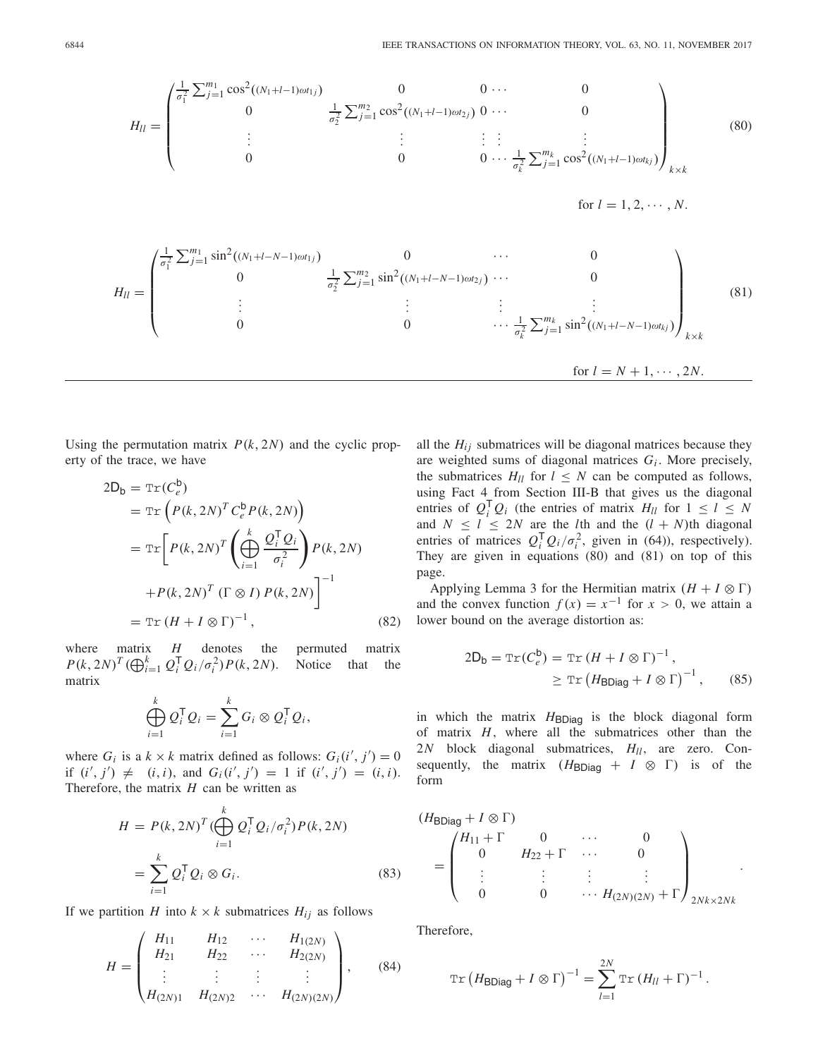$$
H_{ll} = \begin{pmatrix} \frac{1}{\sigma_1^2}\sum_{j=1}^{m_1}\cos^2((N_1+l-1)\omega t_{1j}) & 0 & 0 \cdots & 0 \\ 0 & \frac{1}{\sigma_2^2}\sum_{j=1}^{m_2}\cos^2((N_1+l-1)\omega t_{2j}) & 0 \cdots & 0 \\ \vdots & \vdots & \vdots \; \vdots & \vdots \\ 0 & 0 & 0 \cdots & \frac{1}{\sigma_k^2}\sum_{j=1}^{m_k}\cos^2((N_1+l-1)\omega t_{kj}) \end{pmatrix}_{k\times k} \tag{80}
$$

for $l = 1, 2, \cdots, N$.

$$
H_{ll} = \begin{pmatrix} \frac{1}{\sigma_1^2}\sum_{j=1}^{m_1}\sin^2((N_1+l-N-1)\omega t_{1j}) & 0 & \cdots & 0 \\ 0 & \frac{1}{\sigma_2^2}\sum_{j=1}^{m_2}\sin^2((N_1+l-N-1)\omega t_{2j}) & \cdots & 0 \\ \vdots & \vdots & \vdots & \vdots \\ 0 & 0 & \cdots & \frac{1}{\sigma_k^2}\sum_{j=1}^{m_k}\sin^2((N_1+l-N-1)\omega t_{kj}) \end{pmatrix}_{k\times k} \tag{81}
$$

for $l = N+1, \cdots, 2N$.

Using the permutation matrix $P(k, 2N)$ and the cyclic property of the trace, we have

$$
\begin{aligned}
2\mathsf{D}_{\mathsf{b}} &= \mathrm{Tr}(C_e^{\mathsf{b}}) \\
&= \mathrm{Tr}\left(P(k,2N)^T C_e^{\mathsf{b}} P(k,2N)\right) \\
&= \mathrm{Tr}\Bigg[P(k,2N)^T\left(\bigoplus_{i=1}^{k}\frac{Q_i^{\mathsf{T}}Q_i}{\sigma_i^2}\right)P(k,2N) \\
&\quad + P(k,2N)^T\,(\Gamma\otimes I)\,P(k,2N)\Bigg]^{-1} \\
&= \mathrm{Tr}\,(H + I\otimes\Gamma)^{-1},
\end{aligned} \tag{82}
$$

where matrix $H$ denotes the permuted matrix $P(k,2N)^T(\bigoplus_{i=1}^{k}Q_i^{\mathsf{T}}Q_i/\sigma_i^2)P(k,2N)$. Notice that the matrix

$$
\bigoplus_{i=1}^{k} Q_i^{\mathsf{T}}Q_i = \sum_{i=1}^{k} G_i \otimes Q_i^{\mathsf{T}}Q_i,
$$

where $G_i$ is a $k\times k$ matrix defined as follows: $G_i(i',j') = 0$ if $(i',j') \neq (i,i)$, and $G_i(i',j') = 1$ if $(i',j') = (i,i)$. Therefore, the matrix $H$ can be written as

$$
\begin{aligned}
H &= P(k,2N)^T(\bigoplus_{i=1}^{k}Q_i^{\mathsf{T}}Q_i/\sigma_i^2)P(k,2N) \\
&= \sum_{i=1}^{k} Q_i^{\mathsf{T}}Q_i \otimes G_i.
\end{aligned} \tag{83}
$$

If we partition $H$ into $k\times k$ submatrices $H_{ij}$ as follows

$$
H = \begin{pmatrix} H_{11} & H_{12} & \cdots & H_{1(2N)} \\ H_{21} & H_{22} & \cdots & H_{2(2N)} \\ \vdots & \vdots & \vdots & \vdots \\ H_{(2N)1} & H_{(2N)2} & \cdots & H_{(2N)(2N)} \end{pmatrix}, \tag{84}
$$

all the $H_{ij}$ submatrices will be diagonal matrices because they are weighted sums of diagonal matrices $G_i$. More precisely, the submatrices $H_{ll}$ for $l \le N$ can be computed as follows, using Fact 4 from Section III-B that gives us the diagonal entries of $Q_i^{\mathsf{T}}Q_i$ (the entries of matrix $H_{ll}$ for $1 \le l \le N$ and $N \le l \le 2N$ are the $l$th and the $(l+N)$th diagonal entries of matrices $Q_i^{\mathsf{T}}Q_i/\sigma_i^2$, given in (64)), respectively). They are given in equations (80) and (81) on top of this page.

Applying Lemma 3 for the Hermitian matrix $(H + I\otimes\Gamma)$ and the convex function $f(x) = x^{-1}$ for $x > 0$, we attain a lower bound on the average distortion as:

$$
\begin{aligned}
2\mathsf{D}_{\mathsf{b}} = \mathrm{Tr}(C_e^{\mathsf{b}}) &= \mathrm{Tr}\,(H + I\otimes\Gamma)^{-1}, \\
&\ge \mathrm{Tr}\left(H_{\mathsf{BDiag}} + I\otimes\Gamma\right)^{-1},
\end{aligned} \tag{85}
$$

in which the matrix $H_{\mathsf{BDiag}}$ is the block diagonal form of matrix $H$, where all the submatrices other than the $2N$ block diagonal submatrices, $H_{ll}$, are zero. Consequently, the matrix $(H_{\mathsf{BDiag}} + I\otimes\Gamma)$ is of the form

$$
(H_{\mathsf{BDiag}} + I\otimes\Gamma) = \begin{pmatrix} H_{11}+\Gamma & 0 & \cdots & 0 \\ 0 & H_{22}+\Gamma & \cdots & 0 \\ \vdots & \vdots & \vdots & \vdots \\ 0 & 0 & \cdots & H_{(2N)(2N)}+\Gamma \end{pmatrix}_{2Nk\times 2Nk}.
$$

Therefore,

$$
\mathrm{Tr}\left(H_{\mathsf{BDiag}} + I\otimes\Gamma\right)^{-1} = \sum_{l=1}^{2N}\mathrm{Tr}\,(H_{ll}+\Gamma)^{-1}.
$$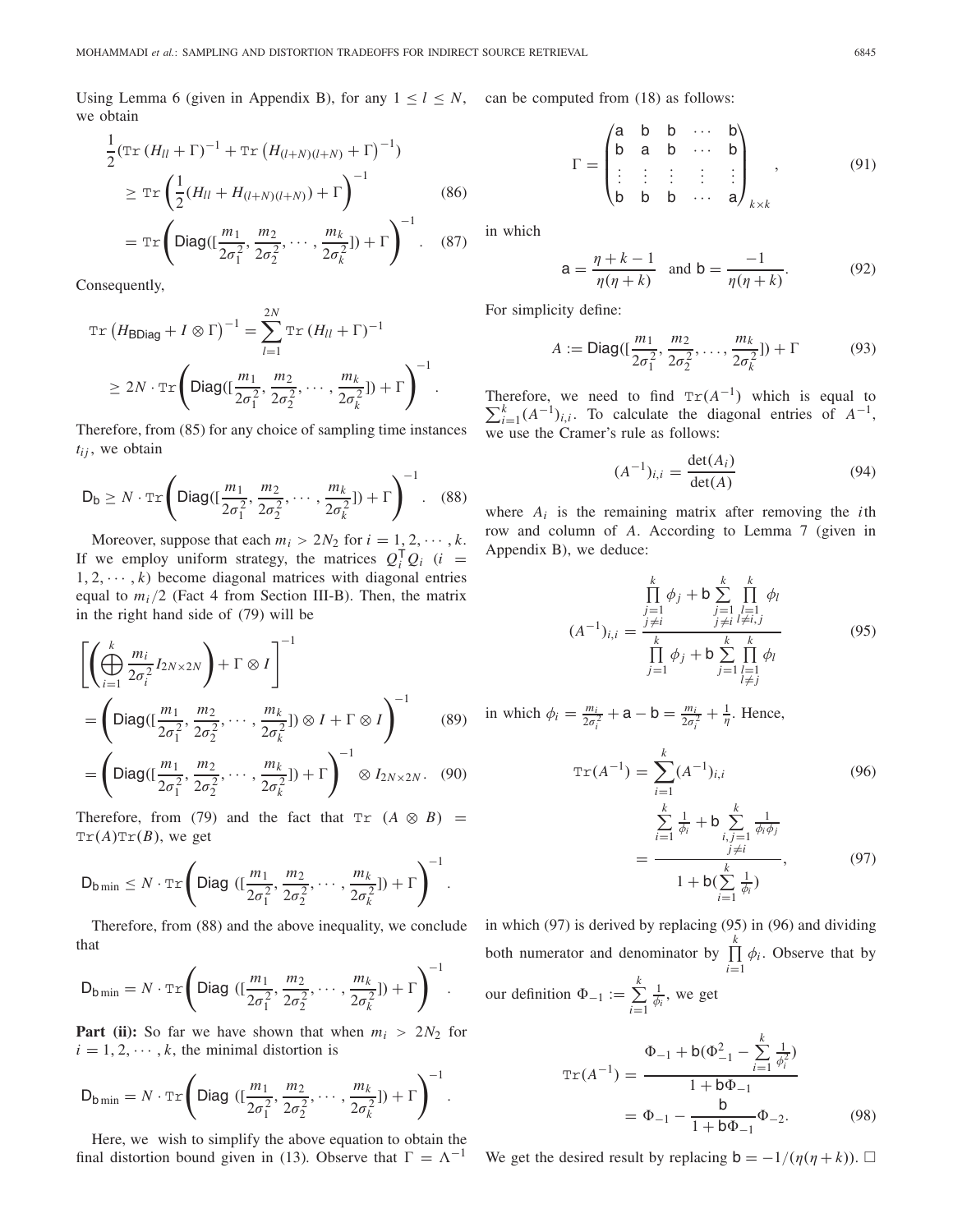Using Lemma 6 (given in Appendix B), for any $1 \le l \le N$, we obtain

$$\frac{1}{2}(\operatorname{Tr}(H_{ll}+\Gamma)^{-1} + \operatorname{Tr}\left(H_{(l+N)(l+N)}+\Gamma\right)^{-1}) \ge \operatorname{Tr}\left(\frac{1}{2}(H_{ll}+H_{(l+N)(l+N)})+\Gamma\right)^{-1} \tag{86}$$

$$= \operatorname{Tr}\left(\mathsf{Diag}([\frac{m_1}{2\sigma_1^2}, \frac{m_2}{2\sigma_2^2}, \cdots, \frac{m_k}{2\sigma_k^2}]) + \Gamma\right)^{-1}. \tag{87}$$

Consequently,

$$\operatorname{Tr}\left(H_{\mathsf{BDiag}} + I \otimes \Gamma\right)^{-1} = \sum_{l=1}^{2N} \operatorname{Tr}(H_{ll}+\Gamma)^{-1} \ge 2N \cdot \operatorname{Tr}\left(\mathsf{Diag}([\frac{m_1}{2\sigma_1^2}, \frac{m_2}{2\sigma_2^2}, \cdots, \frac{m_k}{2\sigma_k^2}]) + \Gamma\right)^{-1}.$$

Therefore, from (85) for any choice of sampling time instances $t_{ij}$, we obtain

$$\mathsf{D_b} \ge N \cdot \operatorname{Tr}\left(\mathsf{Diag}([\frac{m_1}{2\sigma_1^2}, \frac{m_2}{2\sigma_2^2}, \cdots, \frac{m_k}{2\sigma_k^2}]) + \Gamma\right)^{-1}. \tag{88}$$

Moreover, suppose that each $m_i > 2N_2$ for $i = 1, 2, \cdots, k$. If we employ uniform strategy, the matrices $Q_i^\intercal Q_i$ ($i = 1, 2, \cdots, k$) become diagonal matrices with diagonal entries equal to $m_i/2$ (Fact 4 from Section III-B). Then, the matrix in the right hand side of (79) will be

$$\left[\left(\bigoplus_{i=1}^{k} \frac{m_i}{2\sigma_i^2} I_{2N\times 2N}\right) + \Gamma \otimes I\right]^{-1}$$

$$= \left(\mathsf{Diag}([\frac{m_1}{2\sigma_1^2}, \frac{m_2}{2\sigma_2^2}, \cdots, \frac{m_k}{2\sigma_k^2}]) \otimes I + \Gamma \otimes I\right)^{-1} \tag{89}$$

$$= \left(\mathsf{Diag}([\frac{m_1}{2\sigma_1^2}, \frac{m_2}{2\sigma_2^2}, \cdots, \frac{m_k}{2\sigma_k^2}]) + \Gamma\right)^{-1} \otimes I_{2N\times 2N}. \tag{90}$$

Therefore, from (79) and the fact that $\operatorname{Tr}(A \otimes B) = \operatorname{Tr}(A)\operatorname{Tr}(B)$, we get

$$\mathsf{D_{b\,min}} \le N \cdot \operatorname{Tr}\left(\mathsf{Diag}\ ([\frac{m_1}{2\sigma_1^2}, \frac{m_2}{2\sigma_2^2}, \cdots, \frac{m_k}{2\sigma_k^2}]) + \Gamma\right)^{-1}.$$

Therefore, from (88) and the above inequality, we conclude that

$$\mathsf{D_{b\,min}} = N \cdot \operatorname{Tr}\left(\mathsf{Diag}\ ([\frac{m_1}{2\sigma_1^2}, \frac{m_2}{2\sigma_2^2}, \cdots, \frac{m_k}{2\sigma_k^2}]) + \Gamma\right)^{-1}.$$

**Part (ii):** So far we have shown that when $m_i > 2N_2$ for $i = 1, 2, \cdots, k$, the minimal distortion is

$$\mathsf{D_{b\,min}} = N \cdot \operatorname{Tr}\left(\mathsf{Diag}\ ([\frac{m_1}{2\sigma_1^2}, \frac{m_2}{2\sigma_2^2}, \cdots, \frac{m_k}{2\sigma_k^2}]) + \Gamma\right)^{-1}.$$

Here, we wish to simplify the above equation to obtain the final distortion bound given in (13). Observe that $\Gamma = \Lambda^{-1}$ can be computed from (18) as follows:

$$\Gamma = \begin{pmatrix} \mathsf{a} & \mathsf{b} & \mathsf{b} & \cdots & \mathsf{b} \\ \mathsf{b} & \mathsf{a} & \mathsf{b} & \cdots & \mathsf{b} \\ \vdots & \vdots & \vdots & \vdots & \vdots \\ \mathsf{b} & \mathsf{b} & \mathsf{b} & \cdots & \mathsf{a} \end{pmatrix}_{k\times k}, \tag{91}$$

in which

$$\mathsf{a} = \frac{\eta + k - 1}{\eta(\eta+k)} \quad \text{and } \mathsf{b} = \frac{-1}{\eta(\eta+k)}. \tag{92}$$

For simplicity define:

$$A := \mathsf{Diag}([\frac{m_1}{2\sigma_1^2}, \frac{m_2}{2\sigma_2^2}, \ldots, \frac{m_k}{2\sigma_k^2}]) + \Gamma \tag{93}$$

Therefore, we need to find $\operatorname{Tr}(A^{-1})$ which is equal to $\sum_{i=1}^{k}(A^{-1})_{i,i}$. To calculate the diagonal entries of $A^{-1}$, we use the Cramer's rule as follows:

$$(A^{-1})_{i,i} = \frac{\det(A_i)}{\det(A)} \tag{94}$$

where $A_i$ is the remaining matrix after removing the $i$th row and column of $A$. According to Lemma 7 (given in Appendix B), we deduce:

$$(A^{-1})_{i,i} = \frac{\prod_{\substack{j=1 \\ j\neq i}}^{k} \phi_j + \mathsf{b} \sum_{\substack{j=1 \\ j\neq i}}^{k} \prod_{\substack{l=1 \\ l\neq i,j}}^{k} \phi_l}{\prod_{j=1}^{k} \phi_j + \mathsf{b} \sum_{j=1}^{k} \prod_{\substack{l=1 \\ l\neq j}}^{k} \phi_l} \tag{95}$$

in which $\phi_i = \frac{m_i}{2\sigma_i^2} + \mathsf{a} - \mathsf{b} = \frac{m_i}{2\sigma_i^2} + \frac{1}{\eta}$. Hence,

$$\operatorname{Tr}(A^{-1}) = \sum_{i=1}^{k}(A^{-1})_{i,i} \tag{96}$$

$$= \frac{\sum_{i=1}^{k} \frac{1}{\phi_i} + \mathsf{b} \sum_{\substack{i,j=1 \\ j\neq i}}^{k} \frac{1}{\phi_i \phi_j}}{1 + \mathsf{b}(\sum_{i=1}^{k} \frac{1}{\phi_i})}, \tag{97}$$

in which (97) is derived by replacing (95) in (96) and dividing both numerator and denominator by $\prod_{i=1}^{k} \phi_i$. Observe that by our definition $\Phi_{-1} := \sum_{i=1}^{k} \frac{1}{\phi_i}$, we get

$$\operatorname{Tr}(A^{-1}) = \frac{\Phi_{-1} + \mathsf{b}(\Phi_{-1}^2 - \sum_{i=1}^{k} \frac{1}{\phi_i^2})}{1 + \mathsf{b}\Phi_{-1}} = \Phi_{-1} - \frac{\mathsf{b}}{1 + \mathsf{b}\Phi_{-1}} \Phi_{-2}. \tag{98}$$

We get the desired result by replacing $\mathsf{b} = -1/(\eta(\eta+k))$. $\square$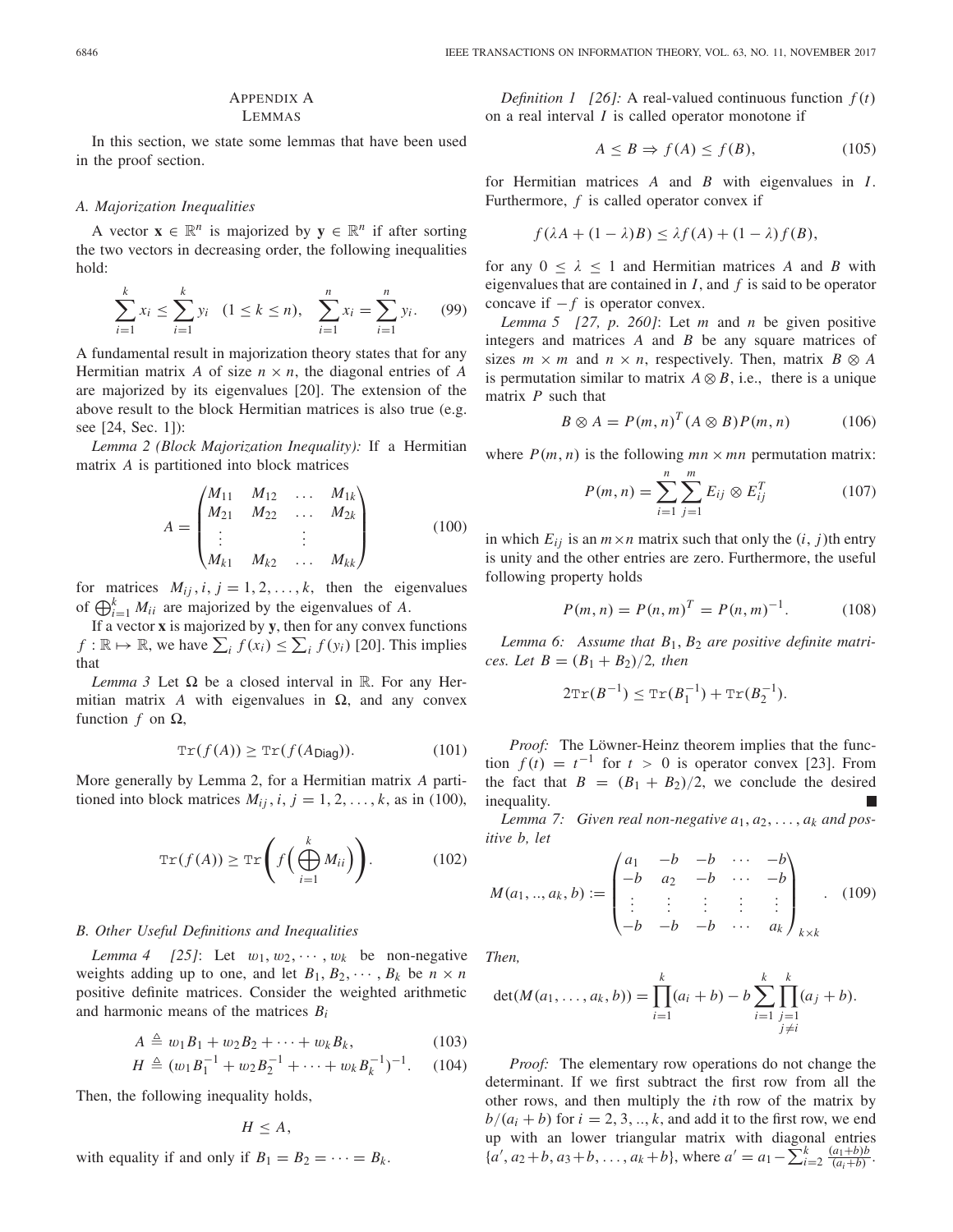## APPENDIX A
## LEMMAS

In this section, we state some lemmas that have been used in the proof section.

### A. Majorization Inequalities

A vector $\mathbf{x} \in \mathbb{R}^n$ is majorized by $\mathbf{y} \in \mathbb{R}^n$ if after sorting the two vectors in decreasing order, the following inequalities hold:

$$\sum_{i=1}^{k} x_i \leq \sum_{i=1}^{k} y_i \quad (1 \leq k \leq n), \quad \sum_{i=1}^{n} x_i = \sum_{i=1}^{n} y_i. \tag{99}$$

A fundamental result in majorization theory states that for any Hermitian matrix $A$ of size $n \times n$, the diagonal entries of $A$ are majorized by its eigenvalues [20]. The extension of the above result to the block Hermitian matrices is also true (e.g. see [24, Sec. 1]):

*Lemma 2 (Block Majorization Inequality):* If a Hermitian matrix $A$ is partitioned into block matrices

$$A = \begin{pmatrix} M_{11} & M_{12} & \dots & M_{1k} \\ M_{21} & M_{22} & \dots & M_{2k} \\ \vdots & & & \vdots \\ M_{k1} & M_{k2} & \dots & M_{kk} \end{pmatrix} \tag{100}$$

for matrices $M_{ij}, i, j = 1, 2, \dots, k$, then the eigenvalues of $\bigoplus_{i=1}^{k} M_{ii}$ are majorized by the eigenvalues of $A$.

If a vector $\mathbf{x}$ is majorized by $\mathbf{y}$, then for any convex functions $f : \mathbb{R} \mapsto \mathbb{R}$, we have $\sum_i f(x_i) \leq \sum_i f(y_i)$ [20]. This implies that

*Lemma 3* Let $\Omega$ be a closed interval in $\mathbb{R}$. For any Hermitian matrix $A$ with eigenvalues in $\Omega$, and any convex function $f$ on $\Omega$,

$$\mathtt{Tr}(f(A)) \geq \mathtt{Tr}(f(A_{\mathsf{Diag}})). \tag{101}$$

More generally by Lemma 2, for a Hermitian matrix $A$ partitioned into block matrices $M_{ij}, i, j = 1, 2, \dots, k$, as in (100),

$$\mathtt{Tr}(f(A)) \geq \mathtt{Tr}\left( f\Big( \bigoplus_{i=1}^{k} M_{ii} \Big) \right). \tag{102}$$

### B. Other Useful Definitions and Inequalities

*Lemma 4 [25]:* Let $w_1, w_2, \cdots, w_k$ be non-negative weights adding up to one, and let $B_1, B_2, \cdots, B_k$ be $n \times n$ positive definite matrices. Consider the weighted arithmetic and harmonic means of the matrices $B_i$

$$A \triangleq w_1 B_1 + w_2 B_2 + \cdots + w_k B_k, \tag{103}$$

$$H \triangleq (w_1 B_1^{-1} + w_2 B_2^{-1} + \cdots + w_k B_k^{-1})^{-1}. \tag{104}$$

Then, the following inequality holds,

$$H \leq A,$$

with equality if and only if $B_1 = B_2 = \cdots = B_k$.

*Definition 1 [26]:* A real-valued continuous function $f(t)$ on a real interval $I$ is called operator monotone if

$$A \leq B \Rightarrow f(A) \leq f(B), \tag{105}$$

for Hermitian matrices $A$ and $B$ with eigenvalues in $I$. Furthermore, $f$ is called operator convex if

$$f(\lambda A + (1 - \lambda)B) \leq \lambda f(A) + (1 - \lambda) f(B),$$

for any $0 \leq \lambda \leq 1$ and Hermitian matrices $A$ and $B$ with eigenvalues that are contained in $I$, and $f$ is said to be operator concave if $-f$ is operator convex.

*Lemma 5 [27, p. 260]:* Let $m$ and $n$ be given positive integers and matrices $A$ and $B$ be any square matrices of sizes $m \times m$ and $n \times n$, respectively. Then, matrix $B \otimes A$ is permutation similar to matrix $A \otimes B$, i.e., there is a unique matrix $P$ such that

$$B \otimes A = P(m, n)^T (A \otimes B) P(m, n) \tag{106}$$

where $P(m, n)$ is the following $mn \times mn$ permutation matrix:

$$P(m, n) = \sum_{i=1}^{n} \sum_{j=1}^{m} E_{ij} \otimes E_{ij}^T \tag{107}$$

in which $E_{ij}$ is an $m \times n$ matrix such that only the $(i, j)$th entry is unity and the other entries are zero. Furthermore, the useful following property holds

$$P(m, n) = P(n, m)^T = P(n, m)^{-1}. \tag{108}$$

*Lemma 6: Assume that $B_1, B_2$ are positive definite matrices. Let $B = (B_1 + B_2)/2$, then*

$$2\mathtt{Tr}(B^{-1}) \leq \mathtt{Tr}(B_1^{-1}) + \mathtt{Tr}(B_2^{-1}).$$

*Proof:* The Löwner-Heinz theorem implies that the function $f(t) = t^{-1}$ for $t > 0$ is operator convex [23]. From the fact that $B = (B_1 + B_2)/2$, we conclude the desired inequality. ■

*Lemma 7: Given real non-negative $a_1, a_2, \dots, a_k$ and positive $b$, let*

$$M(a_1, .., a_k, b) := \begin{pmatrix} a_1 & -b & -b & \cdots & -b \\ -b & a_2 & -b & \cdots & -b \\ \vdots & \vdots & \vdots & \vdots & \vdots \\ -b & -b & -b & \cdots & a_k \end{pmatrix}_{k \times k}. \tag{109}$$

*Then,*

$$\det(M(a_1, \dots, a_k, b)) = \prod_{i=1}^{k} (a_i + b) - b \sum_{i=1}^{k} \prod_{\substack{j=1 \\ j \neq i}}^{k} (a_j + b).$$

*Proof:* The elementary row operations do not change the determinant. If we first subtract the first row from all the other rows, and then multiply the $i$th row of the matrix by $b/(a_i + b)$ for $i = 2, 3, .., k$, and add it to the first row, we end up with an lower triangular matrix with diagonal entries $\{a', a_2 + b, a_3 + b, \dots, a_k + b\}$, where $a' = a_1 - \sum_{i=2}^{k} \frac{(a_1+b)b}{(a_i+b)}$.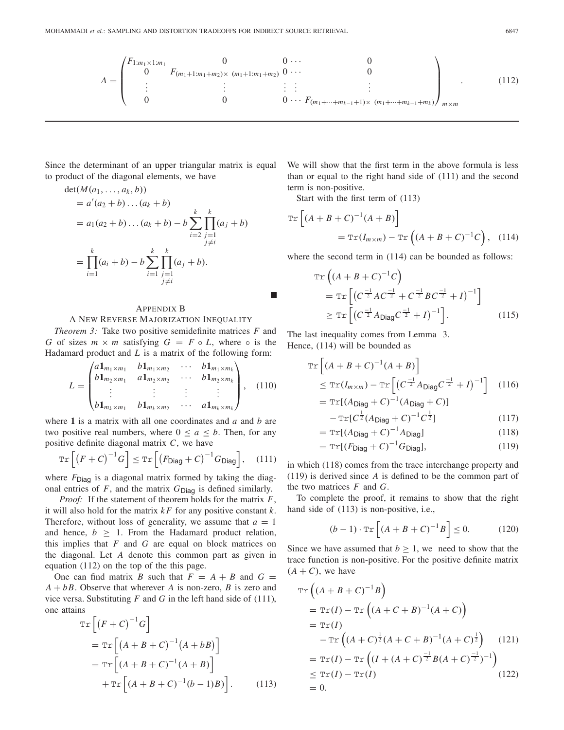$$A = \begin{pmatrix} F_{1:m_1 \times 1:m_1} & 0 & 0 \cdots & 0 \\ 0 & F_{(m_1+1:m_1+m_2)\times\ (m_1+1:m_1+m_2)} & 0 \cdots & 0 \\ \vdots & \vdots & \vdots\ \vdots & \vdots \\ 0 & 0 & 0 \cdots & F_{(m_1+\cdots+m_{k-1}+1)\times\ (m_1+\cdots+m_{k-1}+m_k)} \end{pmatrix}_{m\times m}. \quad (112)$$

Since the determinant of an upper triangular matrix is equal to product of the diagonal elements, we have

$$\begin{aligned}
&\det(M(a_1, \ldots, a_k, b)) \\
&= a'(a_2 + b) \ldots (a_k + b) \\
&= a_1(a_2 + b) \ldots (a_k + b) - b \sum_{i=2}^{k} \prod_{\substack{j=1 \\ j \neq i}}^{k} (a_j + b) \\
&= \prod_{i=1}^{k} (a_i + b) - b \sum_{i=1}^{k} \prod_{\substack{j=1 \\ j \neq i}}^{k} (a_j + b).
\end{aligned}$$

■

## Appendix B
## A New Reverse Majorization Inequality

*Theorem 3:* Take two positive semidefinite matrices $F$ and $G$ of sizes $m \times m$ satisfying $G = F \circ L$, where $\circ$ is the Hadamard product and $L$ is a matrix of the following form:

$$L = \begin{pmatrix} a\mathbf{1}_{m_1\times m_1} & b\mathbf{1}_{m_1\times m_2} & \cdots & b\mathbf{1}_{m_1\times m_k} \\ b\mathbf{1}_{m_2\times m_1} & a\mathbf{1}_{m_2\times m_2} & \cdots & b\mathbf{1}_{m_2\times m_k} \\ \vdots & \vdots & \vdots & \vdots \\ b\mathbf{1}_{m_k\times m_1} & b\mathbf{1}_{m_k\times m_2} & \cdots & a\mathbf{1}_{m_k\times m_k} \end{pmatrix}, \quad (110)$$

where $\mathbf{1}$ is a matrix with all one coordinates and $a$ and $b$ are two positive real numbers, where $0 \leq a \leq b$. Then, for any positive definite diagonal matrix $C$, we have

$$\mathrm{Tr}\left[\left(F + C\right)^{-1} G\right] \leq \mathrm{Tr}\left[\left(F_{\mathsf{Diag}} + C\right)^{-1} G_{\mathsf{Diag}}\right], \quad (111)$$

where $F_{\mathsf{Diag}}$ is a diagonal matrix formed by taking the diagonal entries of $F$, and the matrix $G_{\mathsf{Diag}}$ is defined similarly.

*Proof:* If the statement of theorem holds for the matrix $F$, it will also hold for the matrix $kF$ for any positive constant $k$. Therefore, without loss of generality, we assume that $a = 1$ and hence, $b \geq 1$. From the Hadamard product relation, this implies that $F$ and $G$ are equal on block matrices on the diagonal. Let $A$ denote this common part as given in equation (112) on the top of the this page.

One can find matrix $B$ such that $F = A + B$ and $G = A + bB$. Observe that wherever $A$ is non-zero, $B$ is zero and vice versa. Substituting $F$ and $G$ in the left hand side of (111), one attains

$$\begin{aligned}
&\mathrm{Tr}\left[\left(F + C\right)^{-1} G\right] \\
&= \mathrm{Tr}\left[\left(A + B + C\right)^{-1}\left(A + bB\right)\right] \\
&= \mathrm{Tr}\left[(A + B + C)^{-1}(A + B)\right] \\
&\quad + \mathrm{Tr}\left[(A + B + C)^{-1}(b - 1)B)\right]. \qquad (113)
\end{aligned}$$

We will show that the first term in the above formula is less than or equal to the right hand side of (111) and the second term is non-positive.

Start with the first term of (113)

$$\mathrm{Tr}\left[(A + B + C)^{-1}(A + B)\right] = \mathrm{Tr}(I_{m\times m}) - \mathrm{Tr}\left((A + B + C)^{-1} C\right), \quad (114)$$

where the second term in (114) can be bounded as follows:

$$\begin{aligned}
&\mathrm{Tr}\left((A + B + C)^{-1} C\right) \\
&= \mathrm{Tr}\left[\left(C^{\frac{-1}{2}} A C^{\frac{-1}{2}} + C^{\frac{-1}{2}} B C^{\frac{-1}{2}} + I\right)^{-1}\right] \\
&\geq \mathrm{Tr}\left[\left(C^{\frac{-1}{2}} A_{\mathsf{Diag}} C^{\frac{-1}{2}} + I\right)^{-1}\right]. \qquad (115)
\end{aligned}$$

The last inequality comes from Lemma 3.
Hence, (114) will be bounded as

$$\begin{aligned}
&\mathrm{Tr}\left[(A + B + C)^{-1}(A + B)\right] \\
&\leq \mathrm{Tr}(I_{m\times m}) - \mathrm{Tr}\left[\left(C^{\frac{-1}{2}} A_{\mathsf{Diag}} C^{\frac{-1}{2}} + I\right)^{-1}\right] \qquad (116) \\
&= \mathrm{Tr}[(A_{\mathsf{Diag}} + C)^{-1}(A_{\mathsf{Diag}} + C)] \\
&\quad - \mathrm{Tr}[C^{\frac{1}{2}}(A_{\mathsf{Diag}} + C)^{-1} C^{\frac{1}{2}}] \qquad (117) \\
&= \mathrm{Tr}[(A_{\mathsf{Diag}} + C)^{-1} A_{\mathsf{Diag}}] \qquad (118) \\
&= \mathrm{Tr}[(F_{\mathsf{Diag}} + C)^{-1} G_{\mathsf{Diag}}], \qquad (119)
\end{aligned}$$

in which (118) comes from the trace interchange property and (119) is derived since $A$ is defined to be the common part of the two matrices $F$ and $G$.

To complete the proof, it remains to show that the right hand side of (113) is non-positive, i.e.,

$$(b - 1) \cdot \mathrm{Tr}\left[(A + B + C)^{-1} B\right] \leq 0. \quad (120)$$

Since we have assumed that $b \geq 1$, we need to show that the trace function is non-positive. For the positive definite matrix $(A + C)$, we have

$$\begin{aligned}
&\mathrm{Tr}\left((A + B + C)^{-1} B\right) \\
&= \mathrm{Tr}(I) - \mathrm{Tr}\left((A + C + B)^{-1}(A + C)\right) \\
&= \mathrm{Tr}(I) \\
&\quad - \mathrm{Tr}\left((A + C)^{\frac{1}{2}}(A + C + B)^{-1}(A + C)^{\frac{1}{2}}\right) \qquad (121) \\
&= \mathrm{Tr}(I) - \mathrm{Tr}\left((I + (A + C)^{\frac{-1}{2}} B (A + C)^{\frac{-1}{2}})^{-1}\right) \\
&\leq \mathrm{Tr}(I) - \mathrm{Tr}(I) \qquad (122) \\
&= 0.
\end{aligned}$$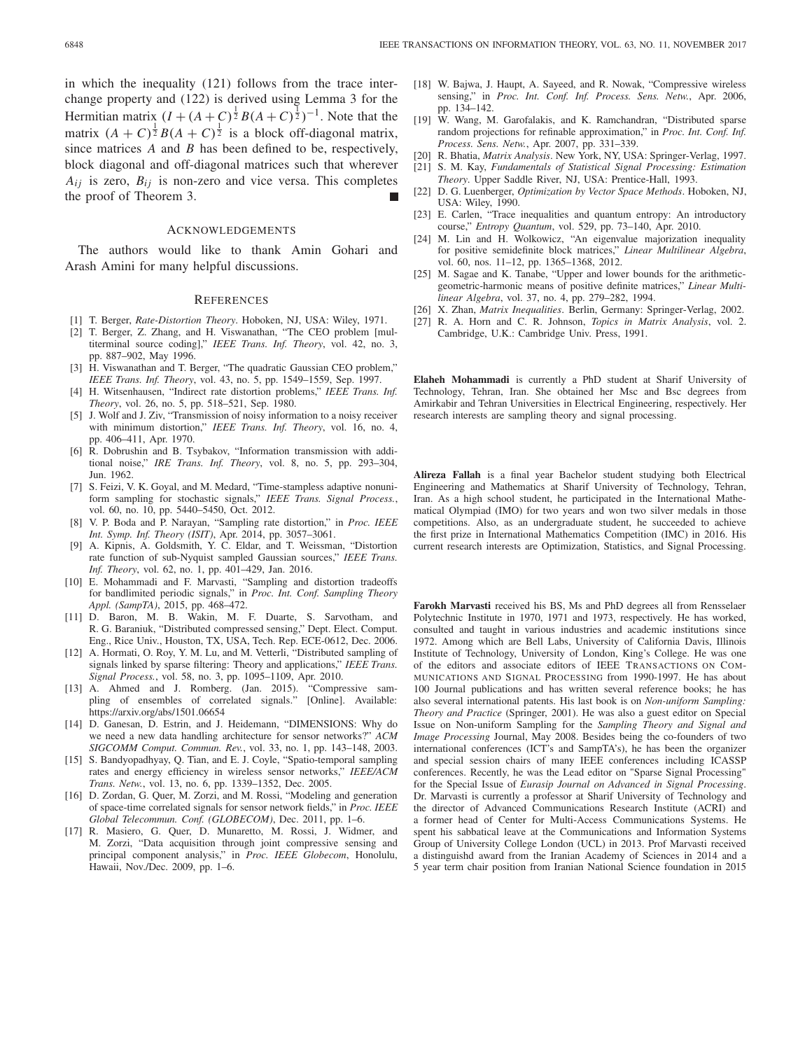in which the inequality (121) follows from the trace interchange property and (122) is derived using Lemma 3 for the Hermitian matrix $(I+(A+C)^{\frac{1}{2}}B(A+C)^{\frac{1}{2}})^{-1}$. Note that the matrix $(A+C)^{\frac{1}{2}}B(A+C)^{\frac{1}{2}}$ is a block off-diagonal matrix, since matrices $A$ and $B$ has been defined to be, respectively, block diagonal and off-diagonal matrices such that wherever $A_{ij}$ is zero, $B_{ij}$ is non-zero and vice versa. This completes the proof of Theorem 3. ■

## ACKNOWLEDGEMENTS

The authors would like to thank Amin Gohari and Arash Amini for many helpful discussions.

## REFERENCES

[1] T. Berger, *Rate-Distortion Theory*. Hoboken, NJ, USA: Wiley, 1971.

[2] T. Berger, Z. Zhang, and H. Viswanathan, "The CEO problem [multiterminal source coding]," *IEEE Trans. Inf. Theory*, vol. 42, no. 3, pp. 887–902, May 1996.

[3] H. Viswanathan and T. Berger, "The quadratic Gaussian CEO problem," *IEEE Trans. Inf. Theory*, vol. 43, no. 5, pp. 1549–1559, Sep. 1997.

[4] H. Witsenhausen, "Indirect rate distortion problems," *IEEE Trans. Inf. Theory*, vol. 26, no. 5, pp. 518–521, Sep. 1980.

[5] J. Wolf and J. Ziv, "Transmission of noisy information to a noisy receiver with minimum distortion," *IEEE Trans. Inf. Theory*, vol. 16, no. 4, pp. 406–411, Apr. 1970.

[6] R. Dobrushin and B. Tsybakov, "Information transmission with additional noise," *IRE Trans. Inf. Theory*, vol. 8, no. 5, pp. 293–304, Jun. 1962.

[7] S. Feizi, V. K. Goyal, and M. Medard, "Time-stampless adaptive nonuniform sampling for stochastic signals," *IEEE Trans. Signal Process.*, vol. 60, no. 10, pp. 5440–5450, Oct. 2012.

[8] V. P. Boda and P. Narayan, "Sampling rate distortion," in *Proc. IEEE Int. Symp. Inf. Theory (ISIT)*, Apr. 2014, pp. 3057–3061.

[9] A. Kipnis, A. Goldsmith, Y. C. Eldar, and T. Weissman, "Distortion rate function of sub-Nyquist sampled Gaussian sources," *IEEE Trans. Inf. Theory*, vol. 62, no. 1, pp. 401–429, Jan. 2016.

[10] E. Mohammadi and F. Marvasti, "Sampling and distortion tradeoffs for bandlimited periodic signals," in *Proc. Int. Conf. Sampling Theory Appl. (SampTA)*, 2015, pp. 468–472.

[11] D. Baron, M. B. Wakin, M. F. Duarte, S. Sarvotham, and R. G. Baraniuk, "Distributed compressed sensing," Dept. Elect. Comput. Eng., Rice Univ., Houston, TX, USA, Tech. Rep. ECE-0612, Dec. 2006.

[12] A. Hormati, O. Roy, Y. M. Lu, and M. Vetterli, "Distributed sampling of signals linked by sparse filtering: Theory and applications," *IEEE Trans. Signal Process.*, vol. 58, no. 3, pp. 1095–1109, Apr. 2010.

[13] A. Ahmed and J. Romberg. (Jan. 2015). "Compressive sampling of ensembles of correlated signals." [Online]. Available: https://arxiv.org/abs/1501.06654

[14] D. Ganesan, D. Estrin, and J. Heidemann, "DIMENSIONS: Why do we need a new data handling architecture for sensor networks?" *ACM SIGCOMM Comput. Commun. Rev.*, vol. 33, no. 1, pp. 143–148, 2003.

[15] S. Bandyopadhyay, Q. Tian, and E. J. Coyle, "Spatio-temporal sampling rates and energy efficiency in wireless sensor networks," *IEEE/ACM Trans. Netw.*, vol. 13, no. 6, pp. 1339–1352, Dec. 2005.

[16] D. Zordan, G. Quer, M. Zorzi, and M. Rossi, "Modeling and generation of space-time correlated signals for sensor network fields," in *Proc. IEEE Global Telecommun. Conf. (GLOBECOM)*, Dec. 2011, pp. 1–6.

[17] R. Masiero, G. Quer, D. Munaretto, M. Rossi, J. Widmer, and M. Zorzi, "Data acquisition through joint compressive sensing and principal component analysis," in *Proc. IEEE Globecom*, Honolulu, Hawaii, Nov./Dec. 2009, pp. 1–6.

[18] W. Bajwa, J. Haupt, A. Sayeed, and R. Nowak, "Compressive wireless sensing," in *Proc. Int. Conf. Inf. Process. Sens. Netw.*, Apr. 2006, pp. 134–142.

[19] W. Wang, M. Garofalakis, and K. Ramchandran, "Distributed sparse random projections for refinable approximation," in *Proc. Int. Conf. Inf. Process. Sens. Netw.*, Apr. 2007, pp. 331–339.

[20] R. Bhatia, *Matrix Analysis*. New York, NY, USA: Springer-Verlag, 1997.

[21] S. M. Kay, *Fundamentals of Statistical Signal Processing: Estimation Theory*. Upper Saddle River, NJ, USA: Prentice-Hall, 1993.

[22] D. G. Luenberger, *Optimization by Vector Space Methods*. Hoboken, NJ, USA: Wiley, 1990.

[23] E. Carlen, "Trace inequalities and quantum entropy: An introductory course," *Entropy Quantum*, vol. 529, pp. 73–140, Apr. 2010.

[24] M. Lin and H. Wolkowicz, "An eigenvalue majorization inequality for positive semidefinite block matrices," *Linear Multilinear Algebra*, vol. 60, nos. 11–12, pp. 1365–1368, 2012.

[25] M. Sagae and K. Tanabe, "Upper and lower bounds for the arithmetic-geometric-harmonic means of positive definite matrices," *Linear Multilinear Algebra*, vol. 37, no. 4, pp. 279–282, 1994.

[26] X. Zhan, *Matrix Inequalities*. Berlin, Germany: Springer-Verlag, 2002.

[27] R. A. Horn and C. R. Johnson, *Topics in Matrix Analysis*, vol. 2. Cambridge, U.K.: Cambridge Univ. Press, 1991.

**Elaheh Mohammadi** is currently a PhD student at Sharif University of Technology, Tehran, Iran. She obtained her Msc and Bsc degrees from Amirkabir and Tehran Universities in Electrical Engineering, respectively. Her research interests are sampling theory and signal processing.

**Alireza Fallah** is a final year Bachelor student studying both Electrical Engineering and Mathematics at Sharif University of Technology, Tehran, Iran. As a high school student, he participated in the International Mathematics Olympiad (IMO) for two years and won two silver medals in those competitions. Also, as an undergraduate student, he succeeded to achieve the first prize in International Mathematics Competition (IMC) in 2016. His current research interests are Optimization, Statistics, and Signal Processing.

**Farokh Marvasti** received his BS, Ms and PhD degrees all from Rensselaer Polytechnic Institute in 1970, 1971 and 1973, respectively. He has worked, consulted and taught in various industries and academic institutions since 1972. Among which are Bell Labs, University of California Davis, Illinois Institute of Technology, University of London, King's College. He was one of the editors and associate editors of IEEE TRANSACTIONS ON COMMUNICATIONS AND SIGNAL PROCESSING from 1990-1997. He has about 100 Journal publications and has written several reference books; he has also several international patents. His last book is on *Non-uniform Sampling: Theory and Practice* (Springer, 2001). He was also a guest editor on Special Issue on Non-uniform Sampling for the *Sampling Theory and Signal and Image Processing* Journal, May 2008. Besides being the co-founders of two international conferences (ICT's and SampTA's), he has been the organizer and special session chairs of many IEEE conferences including ICASSP conferences. Recently, he was the Lead editor on "Sparse Signal Processing" for the Special Issue of *Eurasip Journal on Advanced in Signal Processing*. Dr. Marvasti is currently a professor at Sharif University of Technology and the director of Advanced Communications Research Institute (ACRI) and a former head of Center for Multi-Access Communications Systems. He spent his sabbatical leave at the Communications and Information Systems Group of University College London (UCL) in 2013. Prof Marvasti received a distinguishd award from the Iranian Academy of Sciences in 2014 and a 5 year term chair position from Iranian National Science foundation in 2015